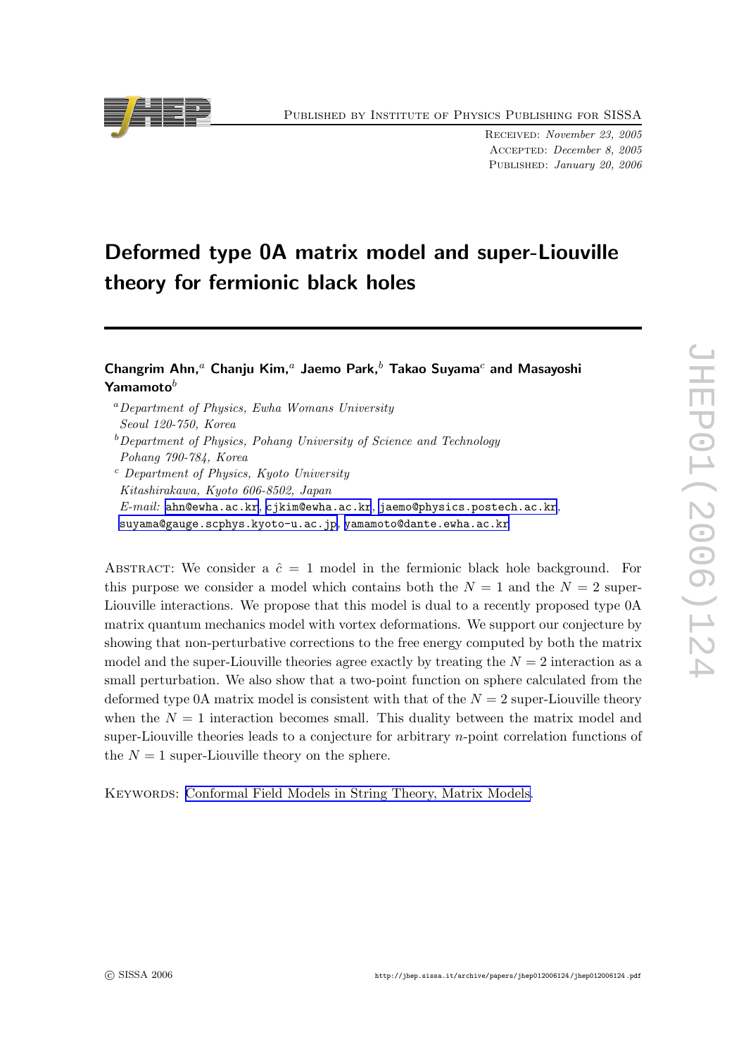Published by Institute of Physics Publishing for SISSA

Received: *November 23, 2005*
Accepted: *December 8, 2005*
Published: *January 20, 2006*

# Deformed type 0A matrix model and super-Liouville theory for fermionic black holes

**Changrim Ahn,[a] Chanju Kim,[a] Jaemo Park,[b] Takao Suyama[c] and Masayoshi Yamamoto[b]**

[a] *Department of Physics, Ewha Womans University*
*Seoul 120-750, Korea*
[b] *Department of Physics, Pohang University of Science and Technology*
*Pohang 790-784, Korea*
[c] *Department of Physics, Kyoto University*
*Kitashirakawa, Kyoto 606-8502, Japan*
*E-mail:* ahn@ewha.ac.kr, cjkim@ewha.ac.kr, jaemo@physics.postech.ac.kr, suyama@gauge.scphys.kyoto-u.ac.jp, yamamoto@dante.ewha.ac.kr

Abstract: We consider a $\hat{c} = 1$ model in the fermionic black hole background. For this purpose we consider a model which contains both the $N = 1$ and the $N = 2$ super-Liouville interactions. We propose that this model is dual to a recently proposed type 0A matrix quantum mechanics model with vortex deformations. We support our conjecture by showing that non-perturbative corrections to the free energy computed by both the matrix model and the super-Liouville theories agree exactly by treating the $N = 2$ interaction as a small perturbation. We also show that a two-point function on sphere calculated from the deformed type 0A matrix model is consistent with that of the $N = 2$ super-Liouville theory when the $N = 1$ interaction becomes small. This duality between the matrix model and super-Liouville theories leads to a conjecture for arbitrary $n$-point correlation functions of the $N = 1$ super-Liouville theory on the sphere.

Keywords: Conformal Field Models in String Theory, Matrix Models.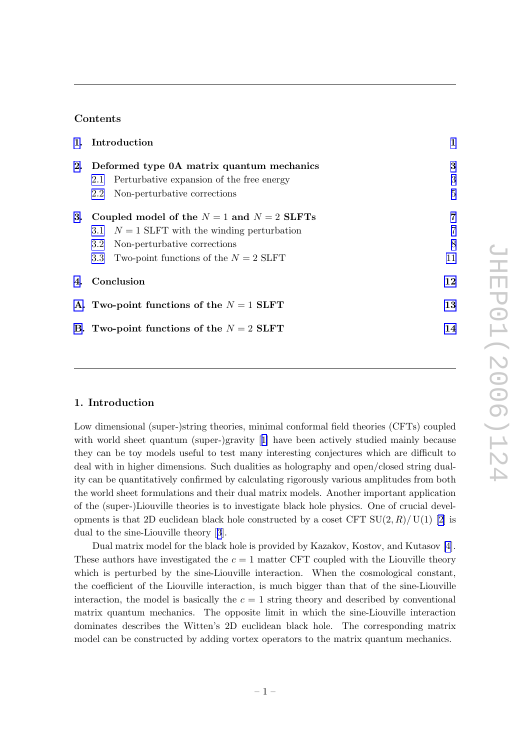## Contents

| | | |
|---|---|---|
| **1.** | **Introduction** | **1** |
| **2.** | **Deformed type 0A matrix quantum mechanics** | **3** |
| | 2.1 Perturbative expansion of the free energy | 3 |
| | 2.2 Non-perturbative corrections | 5 |
| **3.** | **Coupled model of the $N = 1$ and $N = 2$ SLFTs** | **7** |
| | 3.1 $N = 1$ SLFT with the winding perturbation | 7 |
| | 3.2 Non-perturbative corrections | 8 |
| | 3.3 Two-point functions of the $N = 2$ SLFT | 11 |
| **4.** | **Conclusion** | **12** |
| **A.** | **Two-point functions of the $N = 1$ SLFT** | **13** |
| **B.** | **Two-point functions of the $N = 2$ SLFT** | **14** |

## 1. Introduction

Low dimensional (super-)string theories, minimal conformal field theories (CFTs) coupled with world sheet quantum (super-)gravity [1] have been actively studied mainly because they can be toy models useful to test many interesting conjectures which are difficult to deal with in higher dimensions. Such dualities as holography and open/closed string duality can be quantitatively confirmed by calculating rigorously various amplitudes from both the world sheet formulations and their dual matrix models. Another important application of the (super-)Liouville theories is to investigate black hole physics. One of crucial developments is that 2D euclidean black hole constructed by a coset CFT $\mathrm{SU}(2,R)/\mathrm{U}(1)$ [2] is dual to the sine-Liouville theory [3].

Dual matrix model for the black hole is provided by Kazakov, Kostov, and Kutasov [4]. These authors have investigated the $c = 1$ matter CFT coupled with the Liouville theory which is perturbed by the sine-Liouville interaction. When the cosmological constant, the coefficient of the Liouville interaction, is much bigger than that of the sine-Liouville interaction, the model is basically the $c = 1$ string theory and described by conventional matrix quantum mechanics. The opposite limit in which the sine-Liouville interaction dominates describes the Witten's 2D euclidean black hole. The corresponding matrix model can be constructed by adding vortex operators to the matrix quantum mechanics.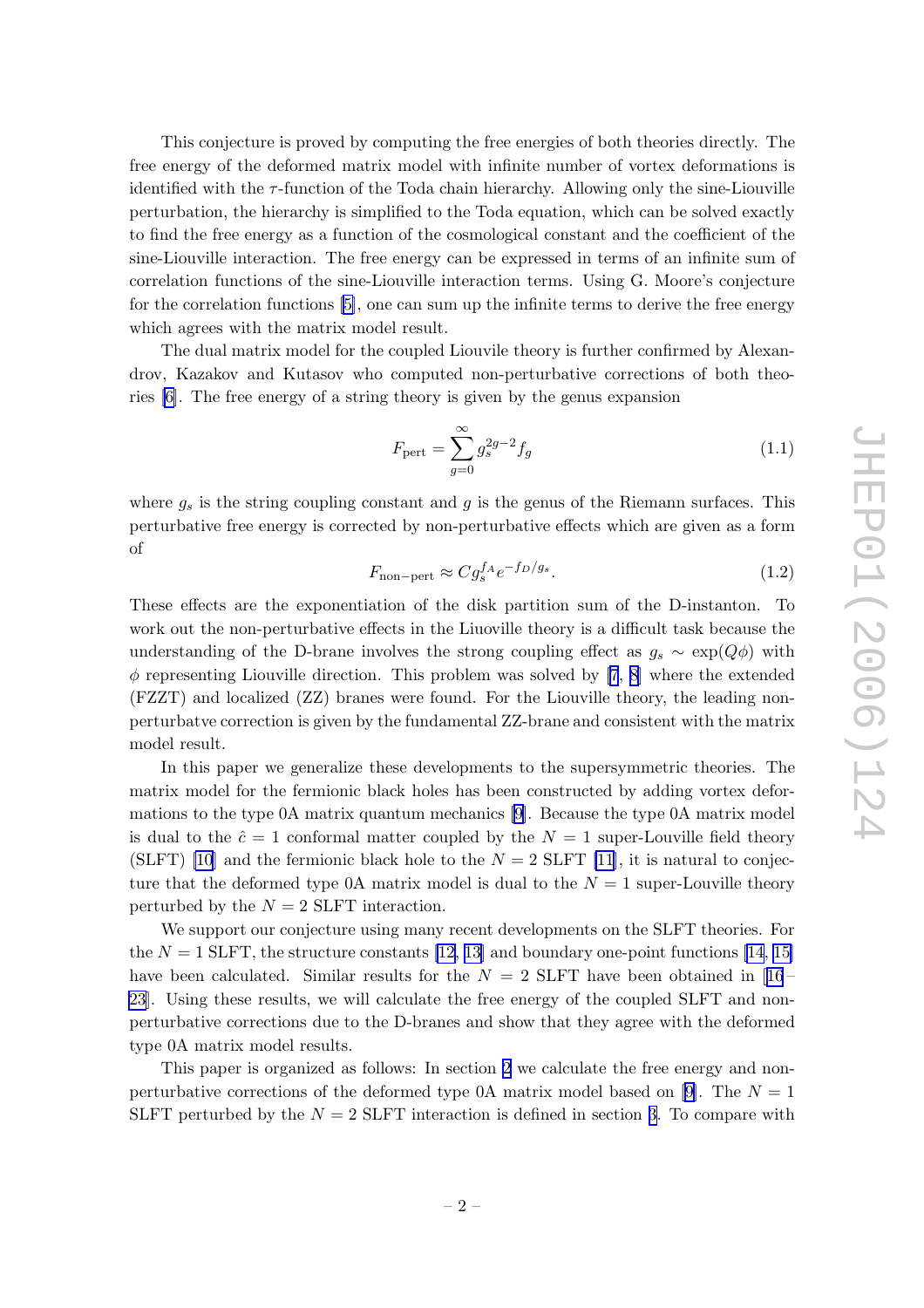This conjecture is proved by computing the free energies of both theories directly. The free energy of the deformed matrix model with infinite number of vortex deformations is identified with the $\tau$-function of the Toda chain hierarchy. Allowing only the sine-Liouville perturbation, the hierarchy is simplified to the Toda equation, which can be solved exactly to find the free energy as a function of the cosmological constant and the coefficient of the sine-Liouville interaction. The free energy can be expressed in terms of an infinite sum of correlation functions of the sine-Liouville interaction terms. Using G. Moore's conjecture for the correlation functions [5], one can sum up the infinite terms to derive the free energy which agrees with the matrix model result.

The dual matrix model for the coupled Liouvile theory is further confirmed by Alexandrov, Kazakov and Kutasov who computed non-perturbative corrections of both theories [6]. The free energy of a string theory is given by the genus expansion

$$F_{\rm pert} = \sum_{g=0}^{\infty} g_s^{2g-2} f_g \tag{1.1}$$

where $g_s$ is the string coupling constant and $g$ is the genus of the Riemann surfaces. This perturbative free energy is corrected by non-perturbative effects which are given as a form of

$$F_{\rm non-pert} \approx C g_s^{f_A} e^{-f_D/g_s}. \tag{1.2}$$

These effects are the exponentiation of the disk partition sum of the D-instanton. To work out the non-perturbative effects in the Liuoville theory is a difficult task because the understanding of the D-brane involves the strong coupling effect as $g_s \sim \exp(Q\phi)$ with $\phi$ representing Liouville direction. This problem was solved by [7, 8] where the extended (FZZT) and localized (ZZ) branes were found. For the Liouville theory, the leading non-perturbatve correction is given by the fundamental ZZ-brane and consistent with the matrix model result.

In this paper we generalize these developments to the supersymmetric theories. The matrix model for the fermionic black holes has been constructed by adding vortex deformations to the type 0A matrix quantum mechanics [9]. Because the type 0A matrix model is dual to the $\hat{c} = 1$ conformal matter coupled by the $N = 1$ super-Louville field theory (SLFT) [10] and the fermionic black hole to the $N = 2$ SLFT [11], it is natural to conjecture that the deformed type 0A matrix model is dual to the $N = 1$ super-Louville theory perturbed by the $N = 2$ SLFT interaction.

We support our conjecture using many recent developments on the SLFT theories. For the $N = 1$ SLFT, the structure constants [12, 13] and boundary one-point functions [14, 15] have been calculated. Similar results for the $N = 2$ SLFT have been obtained in [16–23]. Using these results, we will calculate the free energy of the coupled SLFT and non-perturbative corrections due to the D-branes and show that they agree with the deformed type 0A matrix model results.

This paper is organized as follows: In section 2 we calculate the free energy and non-perturbative corrections of the deformed type 0A matrix model based on [9]. The $N = 1$ SLFT perturbed by the $N = 2$ SLFT interaction is defined in section 3. To compare with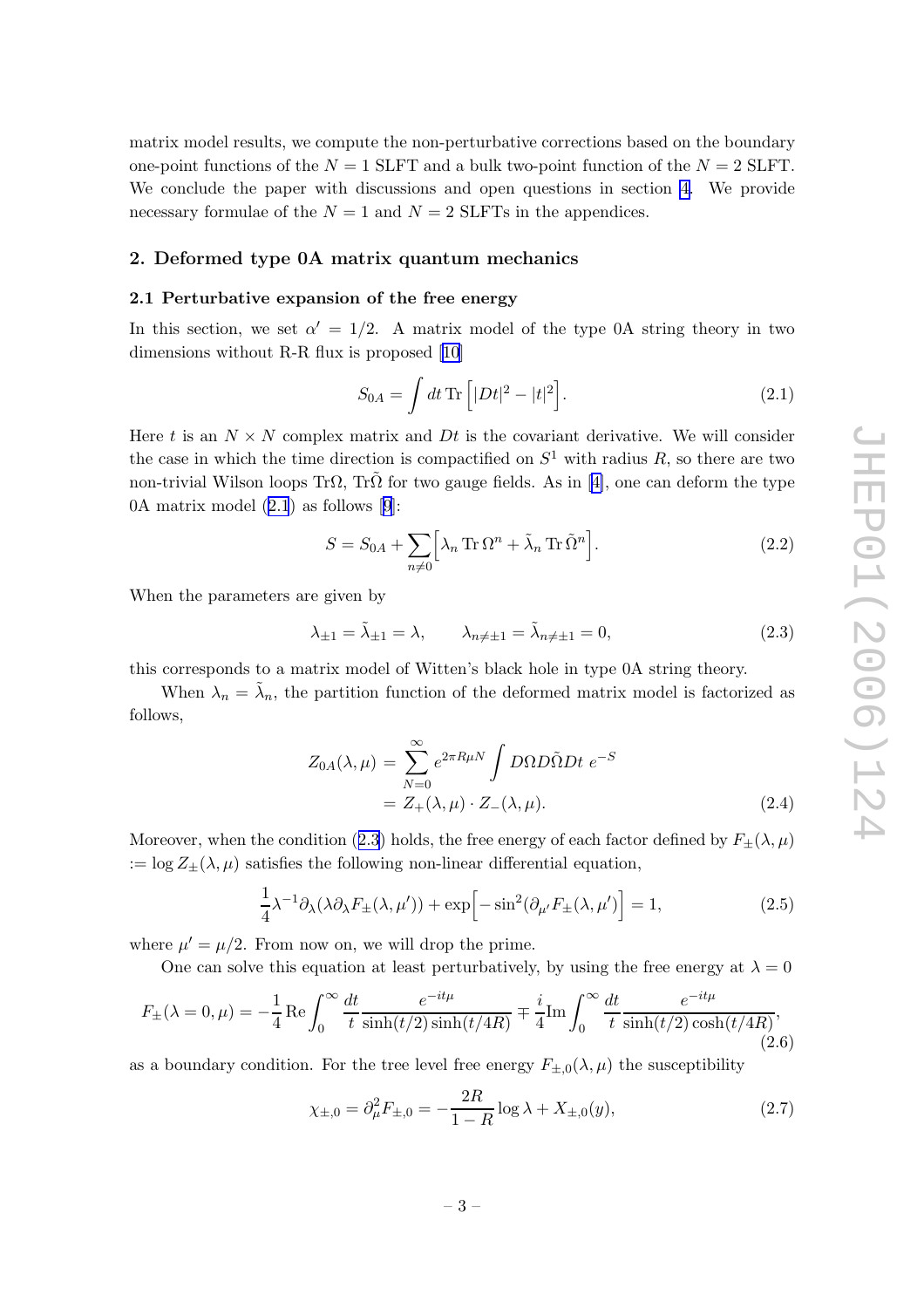matrix model results, we compute the non-perturbative corrections based on the boundary one-point functions of the $N = 1$ SLFT and a bulk two-point function of the $N = 2$ SLFT. We conclude the paper with discussions and open questions in section 4. We provide necessary formulae of the $N = 1$ and $N = 2$ SLFTs in the appendices.

## 2. Deformed type 0A matrix quantum mechanics

### 2.1 Perturbative expansion of the free energy

In this section, we set $\alpha' = 1/2$. A matrix model of the type 0A string theory in two dimensions without R-R flux is proposed [10]

$$S_{0A} = \int dt\, \mathrm{Tr}\left[|Dt|^2 - |t|^2\right]. \tag{2.1}$$

Here $t$ is an $N \times N$ complex matrix and $Dt$ is the covariant derivative. We will consider the case in which the time direction is compactified on $S^1$ with radius $R$, so there are two non-trivial Wilson loops $\mathrm{Tr}\Omega$, $\mathrm{Tr}\tilde{\Omega}$ for two gauge fields. As in [4], one can deform the type 0A matrix model (2.1) as follows [9]:

$$S = S_{0A} + \sum_{n \neq 0}\left[\lambda_n\, \mathrm{Tr}\, \Omega^n + \tilde{\lambda}_n\, \mathrm{Tr}\, \tilde{\Omega}^n\right]. \tag{2.2}$$

When the parameters are given by

$$\lambda_{\pm 1} = \tilde{\lambda}_{\pm 1} = \lambda, \qquad \lambda_{n \neq \pm 1} = \tilde{\lambda}_{n \neq \pm 1} = 0, \tag{2.3}$$

this corresponds to a matrix model of Witten's black hole in type 0A string theory.

When $\lambda_n = \tilde{\lambda}_n$, the partition function of the deformed matrix model is factorized as follows,

$$\begin{aligned} Z_{0A}(\lambda, \mu) &= \sum_{N=0}^{\infty} e^{2\pi R \mu N} \int D\Omega D\tilde{\Omega} Dt\; e^{-S} \\ &= Z_+(\lambda, \mu) \cdot Z_-(\lambda, \mu). \end{aligned} \tag{2.4}$$

Moreover, when the condition (2.3) holds, the free energy of each factor defined by $F_\pm(\lambda, \mu)$ $:= \log Z_\pm(\lambda, \mu)$ satisfies the following non-linear differential equation,

$$\frac{1}{4}\lambda^{-1}\partial_\lambda(\lambda \partial_\lambda F_\pm(\lambda, \mu')) + \exp\Big[-\sin^2(\partial_{\mu'} F_\pm(\lambda, \mu')\Big] = 1, \tag{2.5}$$

where $\mu' = \mu/2$. From now on, we will drop the prime.

One can solve this equation at least perturbatively, by using the free energy at $\lambda = 0$

$$F_\pm(\lambda = 0, \mu) = -\frac{1}{4}\,\mathrm{Re}\int_0^\infty \frac{dt}{t}\frac{e^{-it\mu}}{\sinh(t/2)\sinh(t/4R)} \mp \frac{i}{4}\mathrm{Im}\int_0^\infty \frac{dt}{t}\frac{e^{-it\mu}}{\sinh(t/2)\cosh(t/4R)}, \tag{2.6}$$

as a boundary condition. For the tree level free energy $F_{\pm,0}(\lambda, \mu)$ the susceptibility

$$\chi_{\pm,0} = \partial_\mu^2 F_{\pm,0} = -\frac{2R}{1-R}\log\lambda + X_{\pm,0}(y), \tag{2.7}$$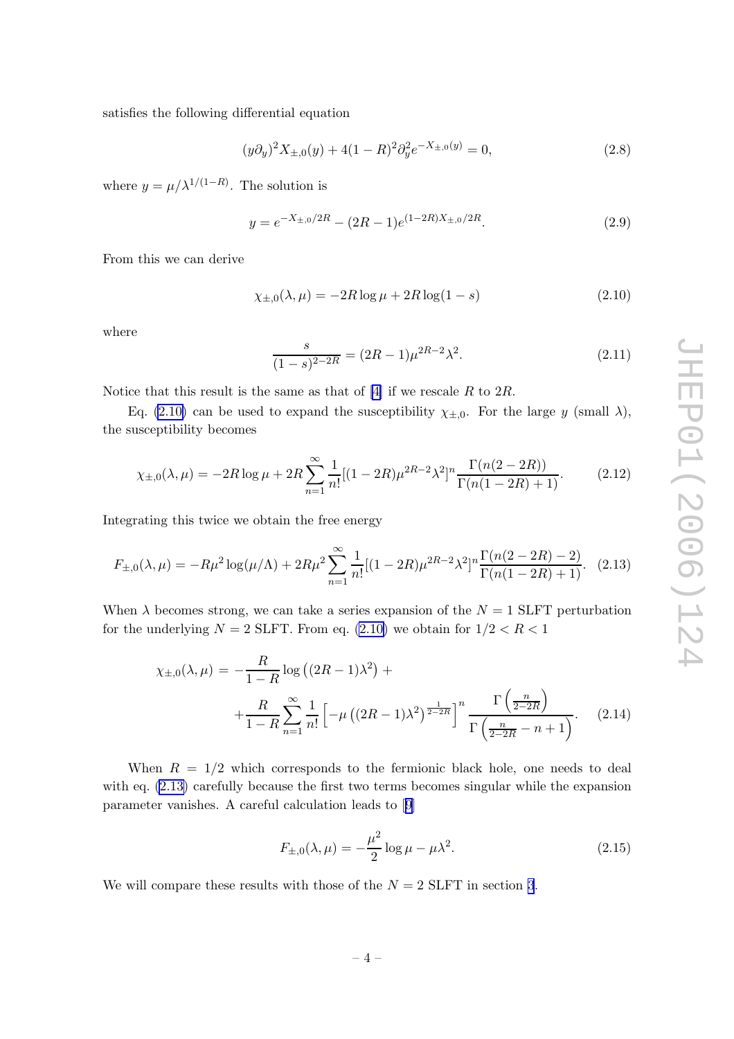satisfies the following differential equation

$$(y\partial_y)^2 X_{\pm,0}(y) + 4(1-R)^2 \partial_y^2 e^{-X_{\pm,0}(y)} = 0, \tag{2.8}$$

where $y = \mu/\lambda^{1/(1-R)}$. The solution is

$$y = e^{-X_{\pm,0}/2R} - (2R-1) e^{(1-2R)X_{\pm,0}/2R}. \tag{2.9}$$

From this we can derive

$$\chi_{\pm,0}(\lambda,\mu) = -2R\log\mu + 2R\log(1-s) \tag{2.10}$$

where

$$\frac{s}{(1-s)^{2-2R}} = (2R-1)\mu^{2R-2}\lambda^2. \tag{2.11}$$

Notice that this result is the same as that of [4] if we rescale $R$ to $2R$.

Eq. (2.10) can be used to expand the susceptibility $\chi_{\pm,0}$. For the large $y$ (small $\lambda$), the susceptibility becomes

$$\chi_{\pm,0}(\lambda,\mu) = -2R\log\mu + 2R\sum_{n=1}^{\infty}\frac{1}{n!}[(1-2R)\mu^{2R-2}\lambda^2]^n \frac{\Gamma(n(2-2R))}{\Gamma(n(1-2R)+1)}. \tag{2.12}$$

Integrating this twice we obtain the free energy

$$F_{\pm,0}(\lambda,\mu) = -R\mu^2\log(\mu/\Lambda) + 2R\mu^2\sum_{n=1}^{\infty}\frac{1}{n!}[(1-2R)\mu^{2R-2}\lambda^2]^n \frac{\Gamma(n(2-2R)-2)}{\Gamma(n(1-2R)+1)}. \tag{2.13}$$

When $\lambda$ becomes strong, we can take a series expansion of the $N=1$ SLFT perturbation for the underlying $N=2$ SLFT. From eq. (2.10) we obtain for $1/2 < R < 1$

$$\begin{aligned}\chi_{\pm,0}(\lambda,\mu) &= -\frac{R}{1-R}\log\left((2R-1)\lambda^2\right) + \\ &+ \frac{R}{1-R}\sum_{n=1}^{\infty}\frac{1}{n!}\left[-\mu\left((2R-1)\lambda^2\right)^{\frac{1}{2-2R}}\right]^n \frac{\Gamma\left(\frac{n}{2-2R}\right)}{\Gamma\left(\frac{n}{2-2R}-n+1\right)}.\end{aligned} \tag{2.14}$$

When $R=1/2$ which corresponds to the fermionic black hole, one needs to deal with eq. (2.13) carefully because the first two terms becomes singular while the expansion parameter vanishes. A careful calculation leads to [9]

$$F_{\pm,0}(\lambda,\mu) = -\frac{\mu^2}{2}\log\mu - \mu\lambda^2. \tag{2.15}$$

We will compare these results with those of the $N=2$ SLFT in section 3.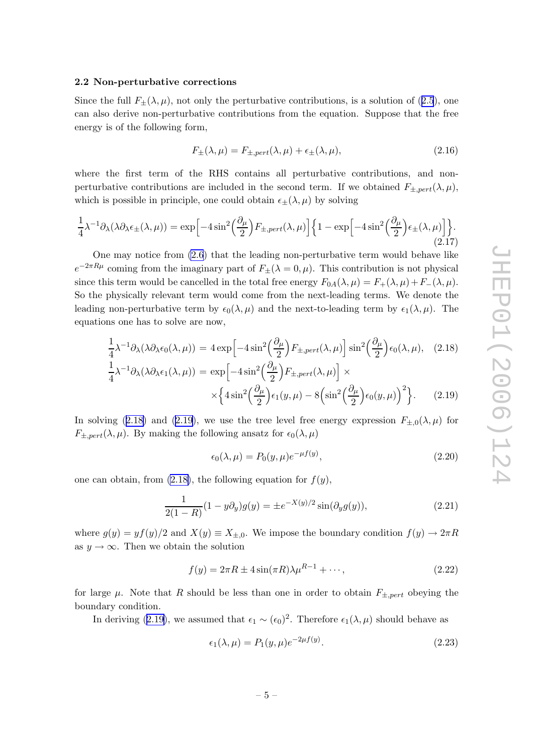### 2.2 Non-perturbative corrections

Since the full $F_\pm(\lambda,\mu)$, not only the perturbative contributions, is a solution of (2.5), one can also derive non-perturbative contributions from the equation. Suppose that the free energy is of the following form,

$$F_\pm(\lambda,\mu) = F_{\pm,pert}(\lambda,\mu) + \epsilon_\pm(\lambda,\mu), \tag{2.16}$$

where the first term of the RHS contains all perturbative contributions, and non-perturbative contributions are included in the second term. If we obtained $F_{\pm,pert}(\lambda,\mu)$, which is possible in principle, one could obtain $\epsilon_\pm(\lambda,\mu)$ by solving

$$\frac{1}{4}\lambda^{-1}\partial_\lambda(\lambda\partial_\lambda\epsilon_\pm(\lambda,\mu)) = \exp\Big[-4\sin^2\Big(\frac{\partial_\mu}{2}\Big)F_{\pm,pert}(\lambda,\mu)\Big]\Big\{1-\exp\Big[-4\sin^2\Big(\frac{\partial_\mu}{2}\Big)\epsilon_\pm(\lambda,\mu)\Big]\Big\}. \tag{2.17}$$

One may notice from (2.6) that the leading non-perturbative term would behave like $e^{-2\pi R\mu}$ coming from the imaginary part of $F_\pm(\lambda=0,\mu)$. This contribution is not physical since this term would be cancelled in the total free energy $F_{0A}(\lambda,\mu) = F_+(\lambda,\mu)+F_-(\lambda,\mu)$. So the physically relevant term would come from the next-leading terms. We denote the leading non-perturbative term by $\epsilon_0(\lambda,\mu)$ and the next-to-leading term by $\epsilon_1(\lambda,\mu)$. The equations one has to solve are now,

$$\frac{1}{4}\lambda^{-1}\partial_\lambda(\lambda\partial_\lambda\epsilon_0(\lambda,\mu)) = 4\exp\Big[-4\sin^2\Big(\frac{\partial_\mu}{2}\Big)F_{\pm,pert}(\lambda,\mu)\Big]\sin^2\Big(\frac{\partial_\mu}{2}\Big)\epsilon_0(\lambda,\mu), \tag{2.18}$$

$$\frac{1}{4}\lambda^{-1}\partial_\lambda(\lambda\partial_\lambda\epsilon_1(\lambda,\mu)) = \exp\Big[-4\sin^2\Big(\frac{\partial_\mu}{2}\Big)F_{\pm,pert}(\lambda,\mu)\Big]\times \times\Big\{4\sin^2\Big(\frac{\partial_\mu}{2}\Big)\epsilon_1(y,\mu) - 8\Big(\sin^2\Big(\frac{\partial_\mu}{2}\Big)\epsilon_0(y,\mu)\Big)^2\Big\}. \tag{2.19}$$

In solving (2.18) and (2.19), we use the tree level free energy expression $F_{\pm,0}(\lambda,\mu)$ for $F_{\pm,pert}(\lambda,\mu)$. By making the following ansatz for $\epsilon_0(\lambda,\mu)$

$$\epsilon_0(\lambda,\mu) = P_0(y,\mu)e^{-\mu f(y)}, \tag{2.20}$$

one can obtain, from (2.18), the following equation for $f(y)$,

$$\frac{1}{2(1-R)}(1-y\partial_y)g(y) = \pm e^{-X(y)/2}\sin(\partial_y g(y)), \tag{2.21}$$

where $g(y) = yf(y)/2$ and $X(y) \equiv X_{\pm,0}$. We impose the boundary condition $f(y)\to 2\pi R$ as $y\to\infty$. Then we obtain the solution

$$f(y) = 2\pi R \pm 4\sin(\pi R)\lambda\mu^{R-1} + \cdots, \tag{2.22}$$

for large $\mu$. Note that $R$ should be less than one in order to obtain $F_{\pm,pert}$ obeying the boundary condition.

In deriving (2.19), we assumed that $\epsilon_1 \sim (\epsilon_0)^2$. Therefore $\epsilon_1(\lambda,\mu)$ should behave as

$$\epsilon_1(\lambda,\mu) = P_1(y,\mu)e^{-2\mu f(y)}. \tag{2.23}$$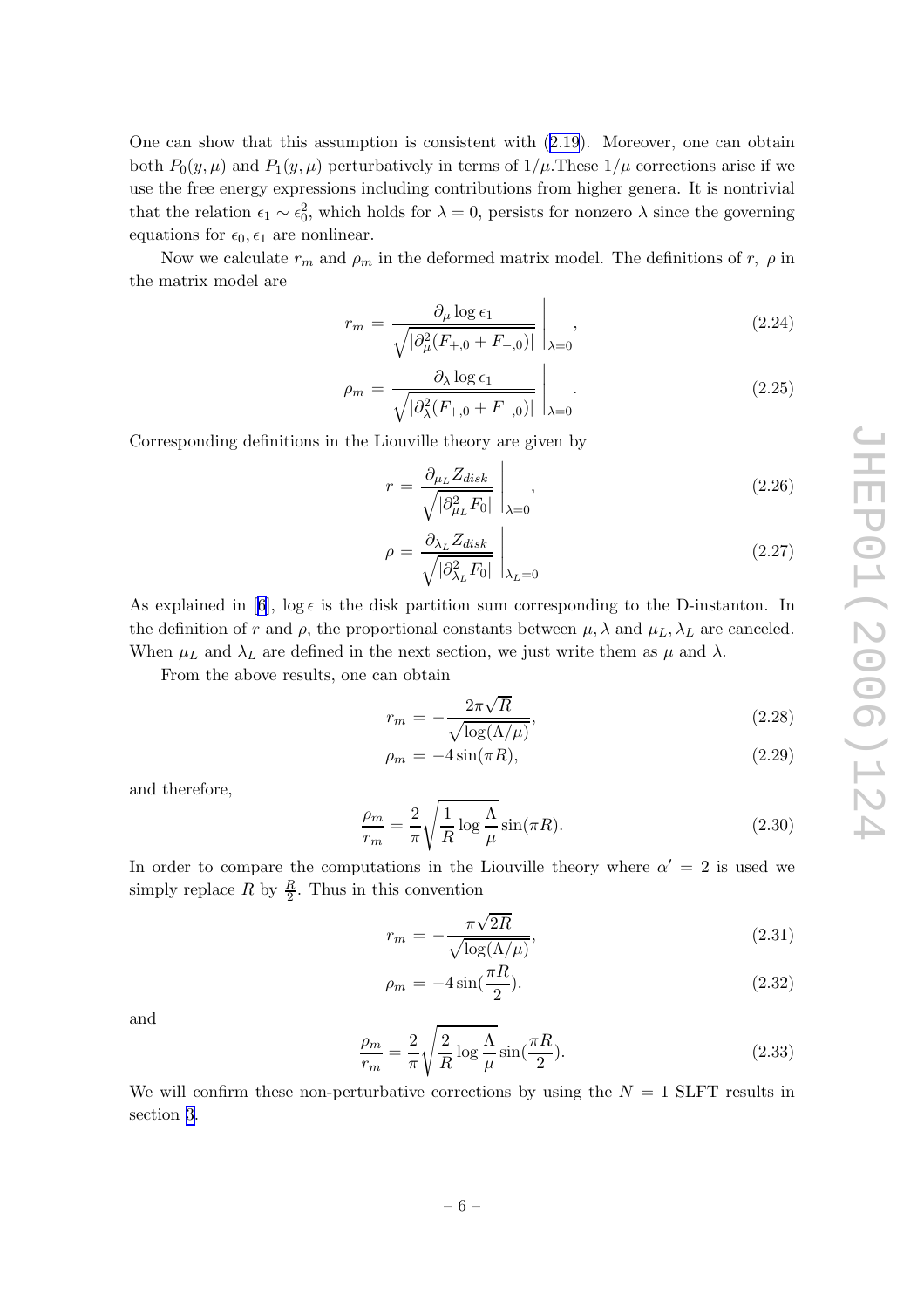One can show that this assumption is consistent with (2.19). Moreover, one can obtain both $P_0(y,\mu)$ and $P_1(y,\mu)$ perturbatively in terms of $1/\mu$.These $1/\mu$ corrections arise if we use the free energy expressions including contributions from higher genera. It is nontrivial that the relation $\epsilon_1 \sim \epsilon_0^2$, which holds for $\lambda = 0$, persists for nonzero $\lambda$ since the governing equations for $\epsilon_0, \epsilon_1$ are nonlinear.

Now we calculate $r_m$ and $\rho_m$ in the deformed matrix model. The definitions of $r$, $\rho$ in the matrix model are

$$r_m = \left. \frac{\partial_\mu \log \epsilon_1}{\sqrt{|\partial_\mu^2 (F_{+,0} + F_{-,0})|}} \right|_{\lambda=0}, \tag{2.24}$$

$$\rho_m = \left. \frac{\partial_\lambda \log \epsilon_1}{\sqrt{|\partial_\lambda^2 (F_{+,0} + F_{-,0})|}} \right|_{\lambda=0}. \tag{2.25}$$

Corresponding definitions in the Liouville theory are given by

$$r = \left. \frac{\partial_{\mu_L} Z_{disk}}{\sqrt{|\partial_{\mu_L}^2 F_0|}} \right|_{\lambda=0}, \tag{2.26}$$

$$\rho = \left. \frac{\partial_{\lambda_L} Z_{disk}}{\sqrt{|\partial_{\lambda_L}^2 F_0|}} \right|_{\lambda_L=0} \tag{2.27}$$

As explained in [6], $\log \epsilon$ is the disk partition sum corresponding to the D-instanton. In the definition of $r$ and $\rho$, the proportional constants between $\mu, \lambda$ and $\mu_L, \lambda_L$ are canceled. When $\mu_L$ and $\lambda_L$ are defined in the next section, we just write them as $\mu$ and $\lambda$.

From the above results, one can obtain

$$r_m = -\frac{2\pi\sqrt{R}}{\sqrt{\log(\Lambda/\mu)}}, \tag{2.28}$$

$$\rho_m = -4\sin(\pi R), \tag{2.29}$$

and therefore,

$$\frac{\rho_m}{r_m} = \frac{2}{\pi}\sqrt{\frac{1}{R}\log\frac{\Lambda}{\mu}}\sin(\pi R). \tag{2.30}$$

In order to compare the computations in the Liouville theory where $\alpha' = 2$ is used we simply replace $R$ by $\frac{R}{2}$. Thus in this convention

$$r_m = -\frac{\pi\sqrt{2R}}{\sqrt{\log(\Lambda/\mu)}}, \tag{2.31}$$

$$\rho_m = -4\sin(\frac{\pi R}{2}). \tag{2.32}$$

and

$$\frac{\rho_m}{r_m} = \frac{2}{\pi}\sqrt{\frac{2}{R}\log\frac{\Lambda}{\mu}}\sin(\frac{\pi R}{2}). \tag{2.33}$$

We will confirm these non-perturbative corrections by using the $N = 1$ SLFT results in section 3.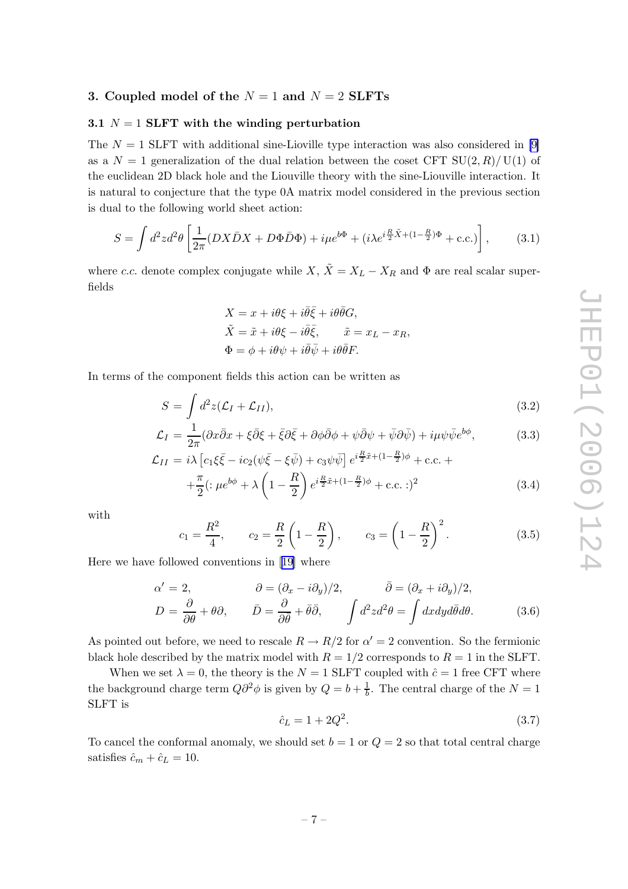## 3. Coupled model of the $N = 1$ and $N = 2$ SLFTs

### 3.1 $N = 1$ SLFT with the winding perturbation

The $N = 1$ SLFT with additional sine-Lioville type interaction was also considered in [9] as a $N = 1$ generalization of the dual relation between the coset CFT $\mathrm{SU}(2,R)/\mathrm{U}(1)$ of the euclidean 2D black hole and the Liouville theory with the sine-Liouville interaction. It is natural to conjecture that the type 0A matrix model considered in the previous section is dual to the following world sheet action:

$$S = \int d^2z d^2\theta \left[\frac{1}{2\pi}(DX\bar{D}X + D\Phi\bar{D}\Phi) + i\mu e^{b\Phi} + (i\lambda e^{i\frac{R}{2}\tilde{X}+(1-\frac{R}{2})\Phi} + \text{c.c.})\right], \tag{3.1}$$

where *c.c.* denote complex conjugate while $X$, $\tilde{X} = X_L - X_R$ and $\Phi$ are real scalar superfields

$$\begin{aligned}
X &= x + i\theta\xi + i\bar{\theta}\bar{\xi} + i\theta\bar{\theta}G, \\
\tilde{X} &= \tilde{x} + i\theta\xi - i\bar{\theta}\bar{\xi}, \qquad \tilde{x} = x_L - x_R, \\
\Phi &= \phi + i\theta\psi + i\bar{\theta}\bar{\psi} + i\theta\bar{\theta}F.
\end{aligned}$$

In terms of the component fields this action can be written as

$$S = \int d^2z(\mathcal{L}_I + \mathcal{L}_{II}), \tag{3.2}$$

$$\mathcal{L}_I = \frac{1}{2\pi}(\partial x\bar{\partial}x + \xi\bar{\partial}\xi + \bar{\xi}\partial\bar{\xi} + \partial\phi\bar{\partial}\phi + \psi\bar{\partial}\psi + \bar{\psi}\partial\bar{\psi}) + i\mu\psi\bar{\psi}e^{b\phi}, \tag{3.3}$$

$$\begin{aligned}
\mathcal{L}_{II} &= i\lambda\left[c_1\xi\bar{\xi} - ic_2(\psi\bar{\xi} - \xi\bar{\psi}) + c_3\psi\bar{\psi}\right] e^{i\frac{R}{2}\tilde{x}+(1-\frac{R}{2})\phi} + \text{c.c.} + \\
&\quad + \frac{\pi}{2}(:\mu e^{b\phi} + \lambda\left(1-\frac{R}{2}\right)e^{i\frac{R}{2}\tilde{x}+(1-\frac{R}{2})\phi} + \text{c.c.}:)^2
\end{aligned} \tag{3.4}$$

with

$$c_1 = \frac{R^2}{4}, \qquad c_2 = \frac{R}{2}\left(1-\frac{R}{2}\right), \qquad c_3 = \left(1-\frac{R}{2}\right)^2. \tag{3.5}$$

Here we have followed conventions in [19] where

$$\begin{aligned}
\alpha' &= 2, \qquad & \partial &= (\partial_x - i\partial_y)/2, \qquad & \bar{\partial} &= (\partial_x + i\partial_y)/2, \\
D &= \frac{\partial}{\partial\theta} + \theta\partial, \qquad & \bar{D} &= \frac{\partial}{\partial\bar{\theta}} + \bar{\theta}\bar{\partial}, \qquad & \int d^2zd^2\theta &= \int dxdyd\bar{\theta}d\theta.
\end{aligned} \tag{3.6}$$

As pointed out before, we need to rescale $R \to R/2$ for $\alpha' = 2$ convention. So the fermionic black hole described by the matrix model with $R = 1/2$ corresponds to $R = 1$ in the SLFT.

When we set $\lambda = 0$, the theory is the $N = 1$ SLFT coupled with $\hat{c} = 1$ free CFT where the background charge term $Q\partial^2\phi$ is given by $Q = b + \frac{1}{b}$. The central charge of the $N = 1$ SLFT is

$$\hat{c}_L = 1 + 2Q^2. \tag{3.7}$$

To cancel the conformal anomaly, we should set $b = 1$ or $Q = 2$ so that total central charge satisfies $\hat{c}_m + \hat{c}_L = 10$.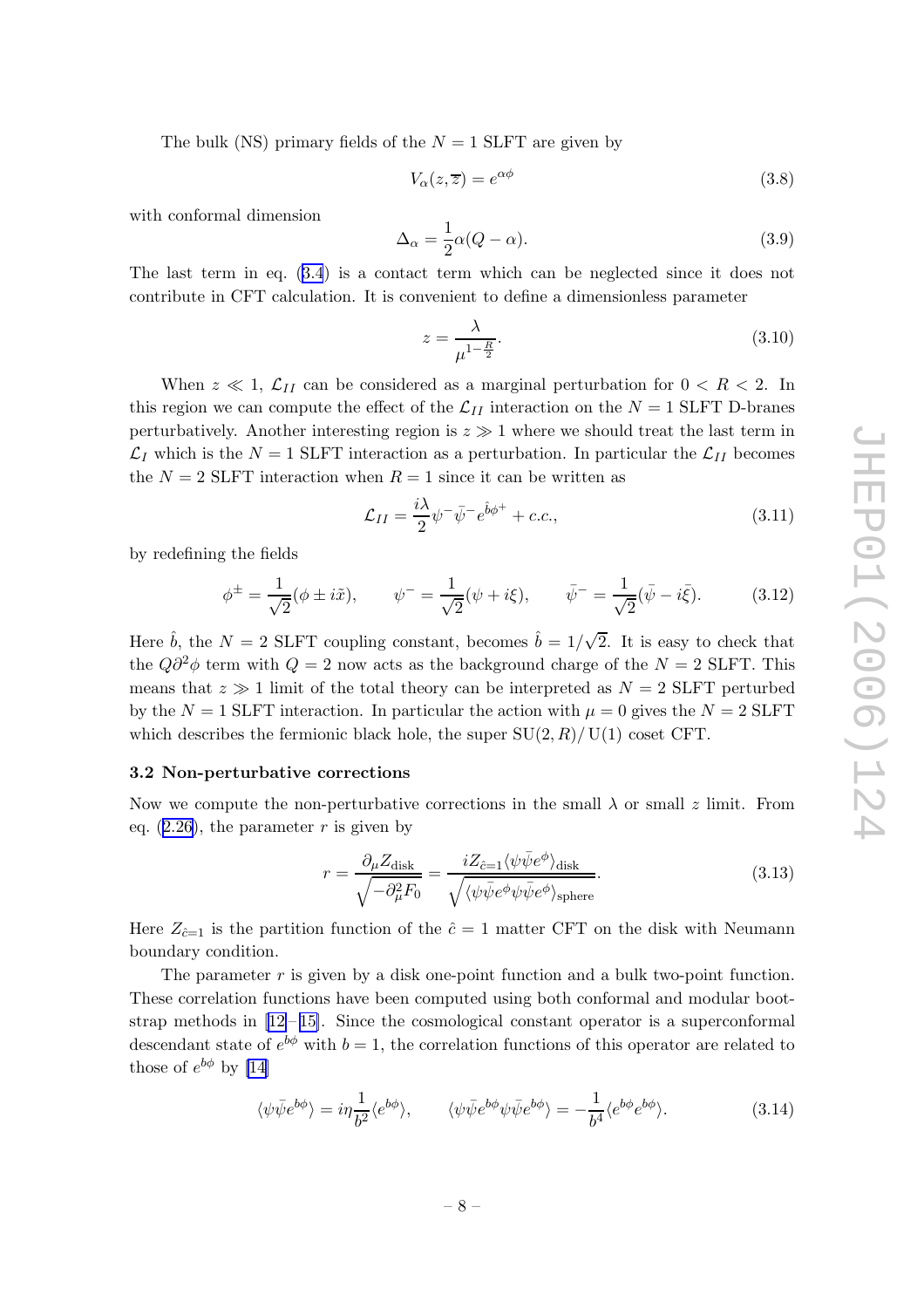The bulk (NS) primary fields of the $N = 1$ SLFT are given by

$$V_\alpha(z, \overline{z}) = e^{\alpha\phi} \tag{3.8}$$

with conformal dimension

$$\Delta_\alpha = \frac{1}{2}\alpha(Q - \alpha). \tag{3.9}$$

The last term in eq. (3.4) is a contact term which can be neglected since it does not contribute in CFT calculation. It is convenient to define a dimensionless parameter

$$z = \frac{\lambda}{\mu^{1-\frac{R}{2}}}. \tag{3.10}$$

When $z \ll 1$, $\mathcal{L}_{II}$ can be considered as a marginal perturbation for $0 < R < 2$. In this region we can compute the effect of the $\mathcal{L}_{II}$ interaction on the $N = 1$ SLFT D-branes perturbatively. Another interesting region is $z \gg 1$ where we should treat the last term in $\mathcal{L}_I$ which is the $N = 1$ SLFT interaction as a perturbation. In particular the $\mathcal{L}_{II}$ becomes the $N = 2$ SLFT interaction when $R = 1$ since it can be written as

$$\mathcal{L}_{II} = \frac{i\lambda}{2}\psi^-\bar{\psi}^- e^{\hat{b}\phi^+} + c.c., \tag{3.11}$$

by redefining the fields

$$\phi^\pm = \frac{1}{\sqrt{2}}(\phi \pm i\tilde{x}), \qquad \psi^- = \frac{1}{\sqrt{2}}(\psi + i\xi), \qquad \bar{\psi}^- = \frac{1}{\sqrt{2}}(\bar{\psi} - i\bar{\xi}). \tag{3.12}$$

Here $\hat{b}$, the $N = 2$ SLFT coupling constant, becomes $\hat{b} = 1/\sqrt{2}$. It is easy to check that the $Q\partial^2\phi$ term with $Q = 2$ now acts as the background charge of the $N = 2$ SLFT. This means that $z \gg 1$ limit of the total theory can be interpreted as $N = 2$ SLFT perturbed by the $N = 1$ SLFT interaction. In particular the action with $\mu = 0$ gives the $N = 2$ SLFT which describes the fermionic black hole, the super $\mathrm{SU}(2, R)/\mathrm{U}(1)$ coset CFT.

### 3.2 Non-perturbative corrections

Now we compute the non-perturbative corrections in the small $\lambda$ or small $z$ limit. From eq. (2.26), the parameter $r$ is given by

$$r = \frac{\partial_\mu Z_{\text{disk}}}{\sqrt{-\partial_\mu^2 F_0}} = \frac{i Z_{\hat{c}=1}\langle\psi\bar{\psi}e^{\phi}\rangle_{\text{disk}}}{\sqrt{\langle\psi\bar{\psi}e^{\phi}\psi\bar{\psi}e^{\phi}\rangle_{\text{sphere}}}}. \tag{3.13}$$

Here $Z_{\hat{c}=1}$ is the partition function of the $\hat{c} = 1$ matter CFT on the disk with Neumann boundary condition.

The parameter $r$ is given by a disk one-point function and a bulk two-point function. These correlation functions have been computed using both conformal and modular bootstrap methods in [12]–[15]. Since the cosmological constant operator is a superconformal descendant state of $e^{b\phi}$ with $b = 1$, the correlation functions of this operator are related to those of $e^{b\phi}$ by [14]

$$\langle\psi\bar{\psi}e^{b\phi}\rangle = i\eta\frac{1}{b^2}\langle e^{b\phi}\rangle, \qquad \langle\psi\bar{\psi}e^{b\phi}\psi\bar{\psi}e^{b\phi}\rangle = -\frac{1}{b^4}\langle e^{b\phi}e^{b\phi}\rangle. \tag{3.14}$$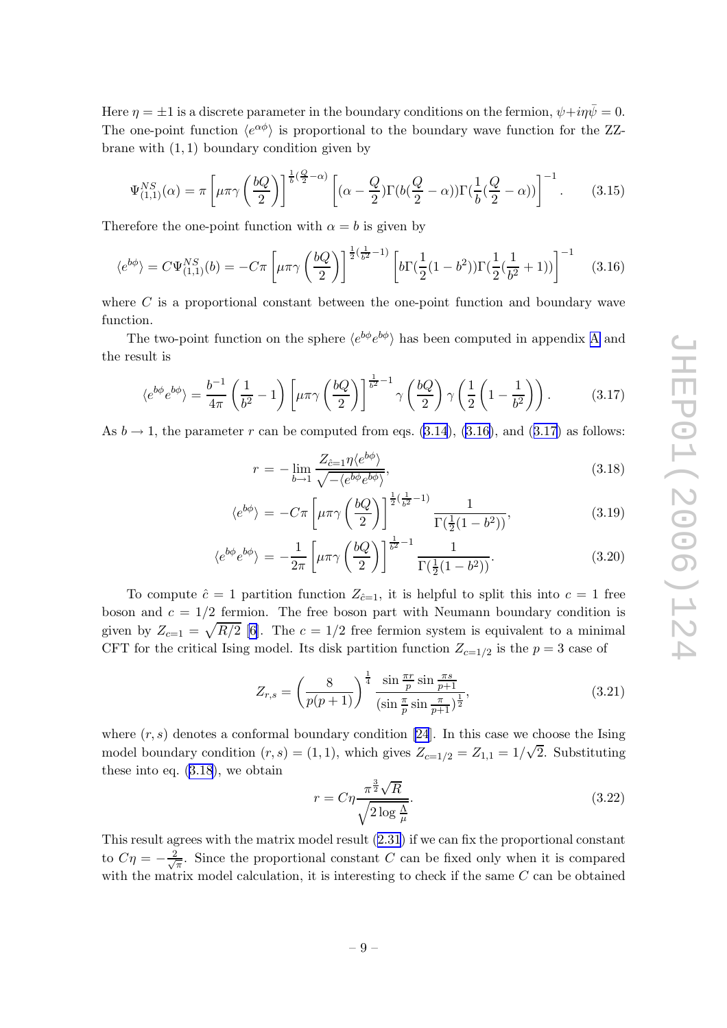Here $\eta = \pm 1$ is a discrete parameter in the boundary conditions on the fermion, $\psi + i\eta\bar{\psi} = 0$. The one-point function $\langle e^{\alpha\phi} \rangle$ is proportional to the boundary wave function for the ZZ-brane with $(1,1)$ boundary condition given by

$$\Psi^{NS}_{(1,1)}(\alpha) = \pi \left[ \mu\pi\gamma\left(\frac{bQ}{2}\right) \right]^{\frac{1}{b}(\frac{Q}{2}-\alpha)} \left[ (\alpha - \frac{Q}{2})\Gamma(b(\frac{Q}{2}-\alpha))\Gamma(\frac{1}{b}(\frac{Q}{2}-\alpha)) \right]^{-1}. \tag{3.15}$$

Therefore the one-point function with $\alpha = b$ is given by

$$\langle e^{b\phi} \rangle = C\Psi^{NS}_{(1,1)}(b) = -C\pi \left[ \mu\pi\gamma\left(\frac{bQ}{2}\right) \right]^{\frac{1}{2}(\frac{1}{b^2}-1)} \left[ b\Gamma(\frac{1}{2}(1-b^2))\Gamma(\frac{1}{2}(\frac{1}{b^2}+1)) \right]^{-1} \tag{3.16}$$

where $C$ is a proportional constant between the one-point function and boundary wave function.

The two-point function on the sphere $\langle e^{b\phi} e^{b\phi} \rangle$ has been computed in appendix A and the result is

$$\langle e^{b\phi} e^{b\phi} \rangle = \frac{b^{-1}}{4\pi}\left(\frac{1}{b^2}-1\right)\left[\mu\pi\gamma\left(\frac{bQ}{2}\right)\right]^{\frac{1}{b^2}-1}\gamma\left(\frac{bQ}{2}\right)\gamma\left(\frac{1}{2}\left(1-\frac{1}{b^2}\right)\right). \tag{3.17}$$

As $b \to 1$, the parameter $r$ can be computed from eqs. (3.14), (3.16), and (3.17) as follows:

$$r = -\lim_{b\to 1} \frac{Z_{\hat{c}=1}\eta\langle e^{b\phi}\rangle}{\sqrt{-\langle e^{b\phi}e^{b\phi}\rangle}}, \tag{3.18}$$

$$\langle e^{b\phi} \rangle = -C\pi \left[ \mu\pi\gamma\left(\frac{bQ}{2}\right) \right]^{\frac{1}{2}(\frac{1}{b^2}-1)} \frac{1}{\Gamma(\frac{1}{2}(1-b^2))}, \tag{3.19}$$

$$\langle e^{b\phi} e^{b\phi} \rangle = -\frac{1}{2\pi}\left[ \mu\pi\gamma\left(\frac{bQ}{2}\right) \right]^{\frac{1}{b^2}-1} \frac{1}{\Gamma(\frac{1}{2}(1-b^2))}. \tag{3.20}$$

To compute $\hat{c} = 1$ partition function $Z_{\hat{c}=1}$, it is helpful to split this into $c = 1$ free boson and $c = 1/2$ fermion. The free boson part with Neumann boundary condition is given by $Z_{c=1} = \sqrt{R/2}$ [6]. The $c = 1/2$ free fermion system is equivalent to a minimal CFT for the critical Ising model. Its disk partition function $Z_{c=1/2}$ is the $p = 3$ case of

$$Z_{r,s} = \left(\frac{8}{p(p+1)}\right)^{\frac{1}{4}} \frac{\sin\frac{\pi r}{p}\sin\frac{\pi s}{p+1}}{(\sin\frac{\pi}{p}\sin\frac{\pi}{p+1})^{\frac{1}{2}}}, \tag{3.21}$$

where $(r, s)$ denotes a conformal boundary condition [24]. In this case we choose the Ising model boundary condition $(r, s) = (1, 1)$, which gives $Z_{c=1/2} = Z_{1,1} = 1/\sqrt{2}$. Substituting these into eq. (3.18), we obtain

$$r = C\eta \frac{\pi^{\frac{3}{2}}\sqrt{R}}{\sqrt{2\log\frac{\Lambda}{\mu}}}. \tag{3.22}$$

This result agrees with the matrix model result (2.31) if we can fix the proportional constant to $C\eta = -\frac{2}{\sqrt{\pi}}$. Since the proportional constant $C$ can be fixed only when it is compared with the matrix model calculation, it is interesting to check if the same $C$ can be obtained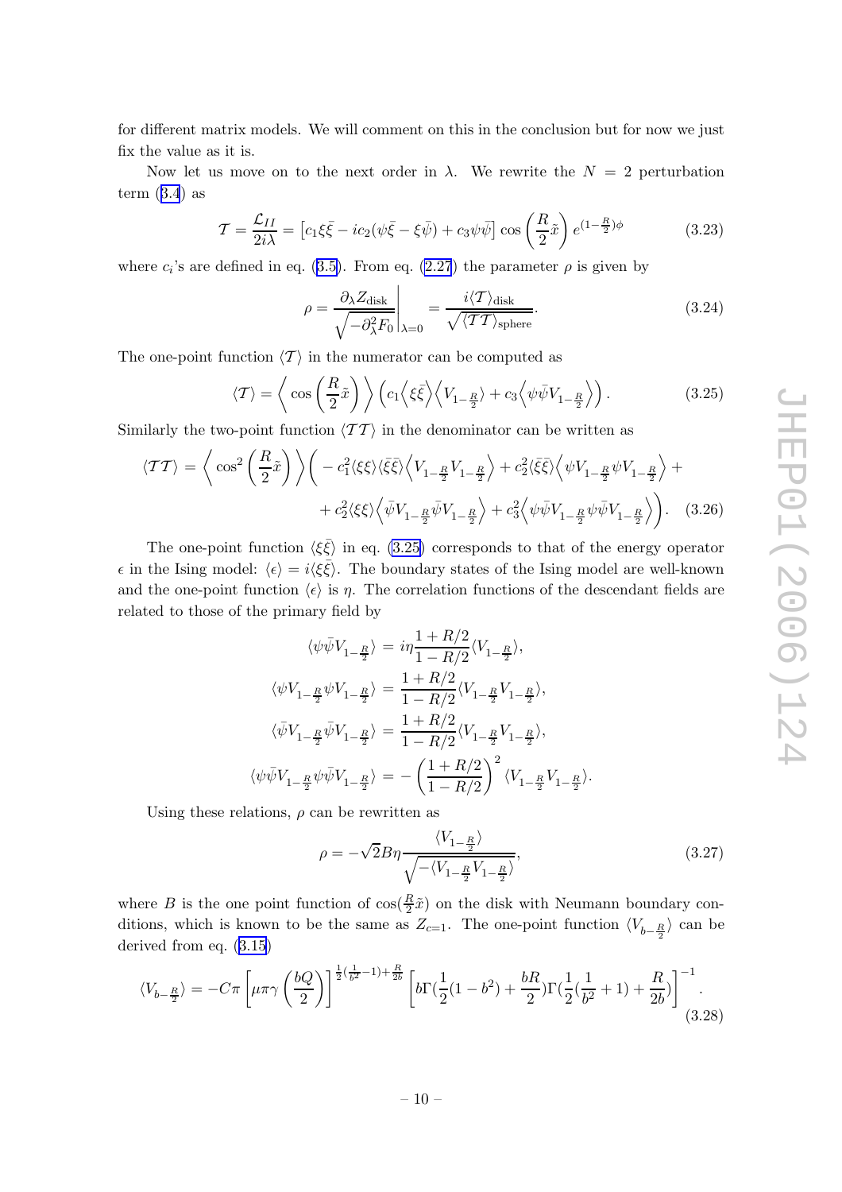for different matrix models. We will comment on this in the conclusion but for now we just fix the value as it is.

Now let us move on to the next order in $\lambda$. We rewrite the $N = 2$ perturbation term (3.4) as

$$\mathcal{T} = \frac{\mathcal{L}_{II}}{2i\lambda} = \left[c_1\xi\bar{\xi} - ic_2(\psi\bar{\xi} - \xi\bar{\psi}) + c_3\psi\bar{\psi}\right]\cos\left(\frac{R}{2}\tilde{x}\right)e^{(1-\frac{R}{2})\phi} \tag{3.23}$$

where $c_i$'s are defined in eq. (3.5). From eq. (2.27) the parameter $\rho$ is given by

$$\rho = \frac{\partial_\lambda Z_{\rm disk}}{\sqrt{-\partial_\lambda^2 F_0}}\bigg|_{\lambda=0} = \frac{i\langle\mathcal{T}\rangle_{\rm disk}}{\sqrt{\langle\mathcal{T}\mathcal{T}\rangle_{\rm sphere}}}. \tag{3.24}$$

The one-point function $\langle\mathcal{T}\rangle$ in the numerator can be computed as

$$\langle\mathcal{T}\rangle = \left\langle\cos\left(\frac{R}{2}\tilde{x}\right)\right\rangle\left(c_1\left\langle\xi\bar{\xi}\right\rangle\left\langle V_{1-\frac{R}{2}}\right\rangle + c_3\left\langle\psi\bar{\psi}V_{1-\frac{R}{2}}\right\rangle\right). \tag{3.25}$$

Similarly the two-point function $\langle\mathcal{T}\mathcal{T}\rangle$ in the denominator can be written as

$$\begin{aligned}\langle\mathcal{T}\mathcal{T}\rangle = \left\langle\cos^2\left(\frac{R}{2}\tilde{x}\right)\right\rangle\bigg(&-c_1^2\langle\xi\xi\rangle\langle\bar{\xi}\bar{\xi}\rangle\left\langle V_{1-\frac{R}{2}}V_{1-\frac{R}{2}}\right\rangle + c_2^2\langle\bar{\xi}\bar{\xi}\rangle\left\langle\psi V_{1-\frac{R}{2}}\psi V_{1-\frac{R}{2}}\right\rangle + \\ &+ c_2^2\langle\xi\xi\rangle\left\langle\bar{\psi}V_{1-\frac{R}{2}}\bar{\psi}V_{1-\frac{R}{2}}\right\rangle + c_3^2\left\langle\psi\bar{\psi}V_{1-\frac{R}{2}}\psi\bar{\psi}V_{1-\frac{R}{2}}\right\rangle\bigg).\end{aligned} \tag{3.26}$$

The one-point function $\langle\xi\bar{\xi}\rangle$ in eq. (3.25) corresponds to that of the energy operator $\epsilon$ in the Ising model: $\langle\epsilon\rangle = i\langle\xi\bar{\xi}\rangle$. The boundary states of the Ising model are well-known and the one-point function $\langle\epsilon\rangle$ is $\eta$. The correlation functions of the descendant fields are related to those of the primary field by

$$\begin{aligned}\langle\psi\bar{\psi}V_{1-\frac{R}{2}}\rangle &= i\eta\frac{1+R/2}{1-R/2}\langle V_{1-\frac{R}{2}}\rangle,\\ \langle\psi V_{1-\frac{R}{2}}\psi V_{1-\frac{R}{2}}\rangle &= \frac{1+R/2}{1-R/2}\langle V_{1-\frac{R}{2}}V_{1-\frac{R}{2}}\rangle,\\ \langle\bar{\psi}V_{1-\frac{R}{2}}\bar{\psi}V_{1-\frac{R}{2}}\rangle &= \frac{1+R/2}{1-R/2}\langle V_{1-\frac{R}{2}}V_{1-\frac{R}{2}}\rangle,\\ \langle\psi\bar{\psi}V_{1-\frac{R}{2}}\psi\bar{\psi}V_{1-\frac{R}{2}}\rangle &= -\left(\frac{1+R/2}{1-R/2}\right)^2\langle V_{1-\frac{R}{2}}V_{1-\frac{R}{2}}\rangle.\end{aligned}$$

Using these relations, $\rho$ can be rewritten as

$$\rho = -\sqrt{2}B\eta\frac{\langle V_{1-\frac{R}{2}}\rangle}{\sqrt{-\langle V_{1-\frac{R}{2}}V_{1-\frac{R}{2}}\rangle}}, \tag{3.27}$$

where $B$ is the one point function of $\cos(\frac{R}{2}\tilde{x})$ on the disk with Neumann boundary conditions, which is known to be the same as $Z_{c=1}$. The one-point function $\langle V_{b-\frac{R}{2}}\rangle$ can be derived from eq. (3.15)

$$\langle V_{b-\frac{R}{2}}\rangle = -C\pi\left[\mu\pi\gamma\left(\frac{bQ}{2}\right)\right]^{\frac{1}{2}(\frac{1}{b^2}-1)+\frac{R}{2b}}\left[b\Gamma(\frac{1}{2}(1-b^2)+\frac{bR}{2})\Gamma(\frac{1}{2}(\frac{1}{b^2}+1)+\frac{R}{2b})\right]^{-1}. \tag{3.28}$$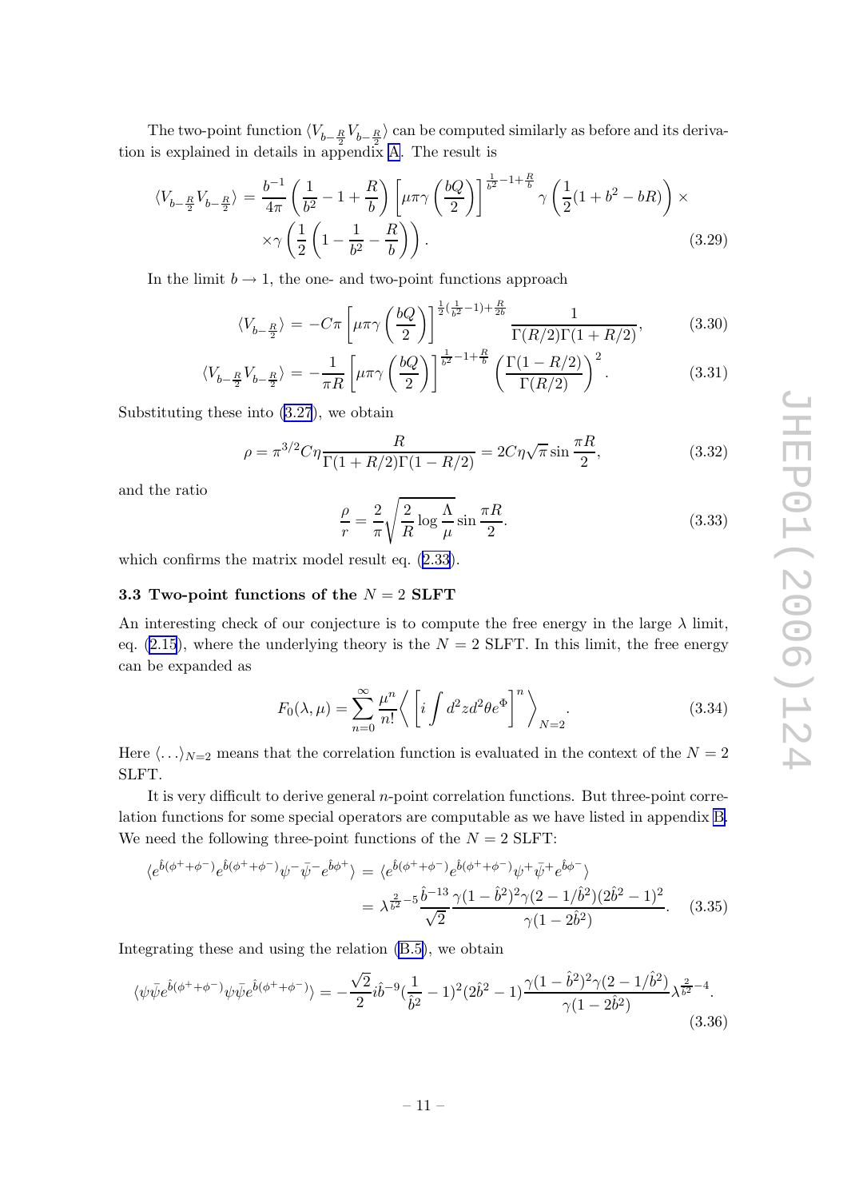The two-point function $\langle V_{b-\frac{R}{2}} V_{b-\frac{R}{2}} \rangle$ can be computed similarly as before and its derivation is explained in details in appendix A. The result is

$$\langle V_{b-\frac{R}{2}} V_{b-\frac{R}{2}} \rangle = \frac{b^{-1}}{4\pi}\left(\frac{1}{b^2} - 1 + \frac{R}{b}\right)\left[\mu\pi\gamma\left(\frac{bQ}{2}\right)\right]^{\frac{1}{b^2}-1+\frac{R}{b}} \gamma\left(\frac{1}{2}(1+b^2-bR)\right) \times \\ \times \gamma\left(\frac{1}{2}\left(1 - \frac{1}{b^2} - \frac{R}{b}\right)\right). \tag{3.29}$$

In the limit $b \to 1$, the one- and two-point functions approach

$$\langle V_{b-\frac{R}{2}} \rangle = -C\pi\left[\mu\pi\gamma\left(\frac{bQ}{2}\right)\right]^{\frac{1}{2}(\frac{1}{b^2}-1)+\frac{R}{2b}} \frac{1}{\Gamma(R/2)\Gamma(1+R/2)}, \tag{3.30}$$

$$\langle V_{b-\frac{R}{2}} V_{b-\frac{R}{2}} \rangle = -\frac{1}{\pi R}\left[\mu\pi\gamma\left(\frac{bQ}{2}\right)\right]^{\frac{1}{b^2}-1+\frac{R}{b}} \left(\frac{\Gamma(1-R/2)}{\Gamma(R/2)}\right)^2. \tag{3.31}$$

Substituting these into (3.27), we obtain

$$\rho = \pi^{3/2} C\eta \frac{R}{\Gamma(1+R/2)\Gamma(1-R/2)} = 2C\eta\sqrt{\pi}\sin\frac{\pi R}{2}, \tag{3.32}$$

and the ratio

$$\frac{\rho}{r} = \frac{2}{\pi}\sqrt{\frac{2}{R}\log\frac{\Lambda}{\mu}}\sin\frac{\pi R}{2}. \tag{3.33}$$

which confirms the matrix model result eq. (2.33).

### 3.3 Two-point functions of the $N = 2$ SLFT

An interesting check of our conjecture is to compute the free energy in the large $\lambda$ limit, eq. (2.15), where the underlying theory is the $N = 2$ SLFT. In this limit, the free energy can be expanded as

$$F_0(\lambda, \mu) = \sum_{n=0}^{\infty} \frac{\mu^n}{n!}\left\langle \left[i\int d^2z d^2\theta e^{\Phi}\right]^n \right\rangle_{N=2}. \tag{3.34}$$

Here $\langle \ldots \rangle_{N=2}$ means that the correlation function is evaluated in the context of the $N = 2$ SLFT.

It is very difficult to derive general $n$-point correlation functions. But three-point correlation functions for some special operators are computable as we have listed in appendix B. We need the following three-point functions of the $N = 2$ SLFT:

$$\langle e^{\hat{b}(\phi^+ + \phi^-)} e^{\hat{b}(\phi^+ + \phi^-)} \psi^- \bar{\psi}^- e^{\hat{b}\phi^+} \rangle = \langle e^{\hat{b}(\phi^+ + \phi^-)} e^{\hat{b}(\phi^+ + \phi^-)} \psi^+ \bar{\psi}^+ e^{\hat{b}\phi^-} \rangle \\ = \lambda^{\frac{2}{\hat{b}^2}-5} \frac{\hat{b}^{-13}}{\sqrt{2}} \frac{\gamma(1-\hat{b}^2)^2 \gamma(2-1/\hat{b}^2)(2\hat{b}^2-1)^2}{\gamma(1-2\hat{b}^2)}. \tag{3.35}$$

Integrating these and using the relation (B.5), we obtain

$$\langle \psi\bar{\psi} e^{\hat{b}(\phi^+ + \phi^-)} \psi\bar{\psi} e^{\hat{b}(\phi^+ + \phi^-)} \rangle = -\frac{\sqrt{2}}{2} i\hat{b}^{-9}(\frac{1}{\hat{b}^2} - 1)^2 (2\hat{b}^2 - 1) \frac{\gamma(1-\hat{b}^2)^2 \gamma(2-1/\hat{b}^2)}{\gamma(1-2\hat{b}^2)} \lambda^{\frac{2}{\hat{b}^2}-4}. \tag{3.36}$$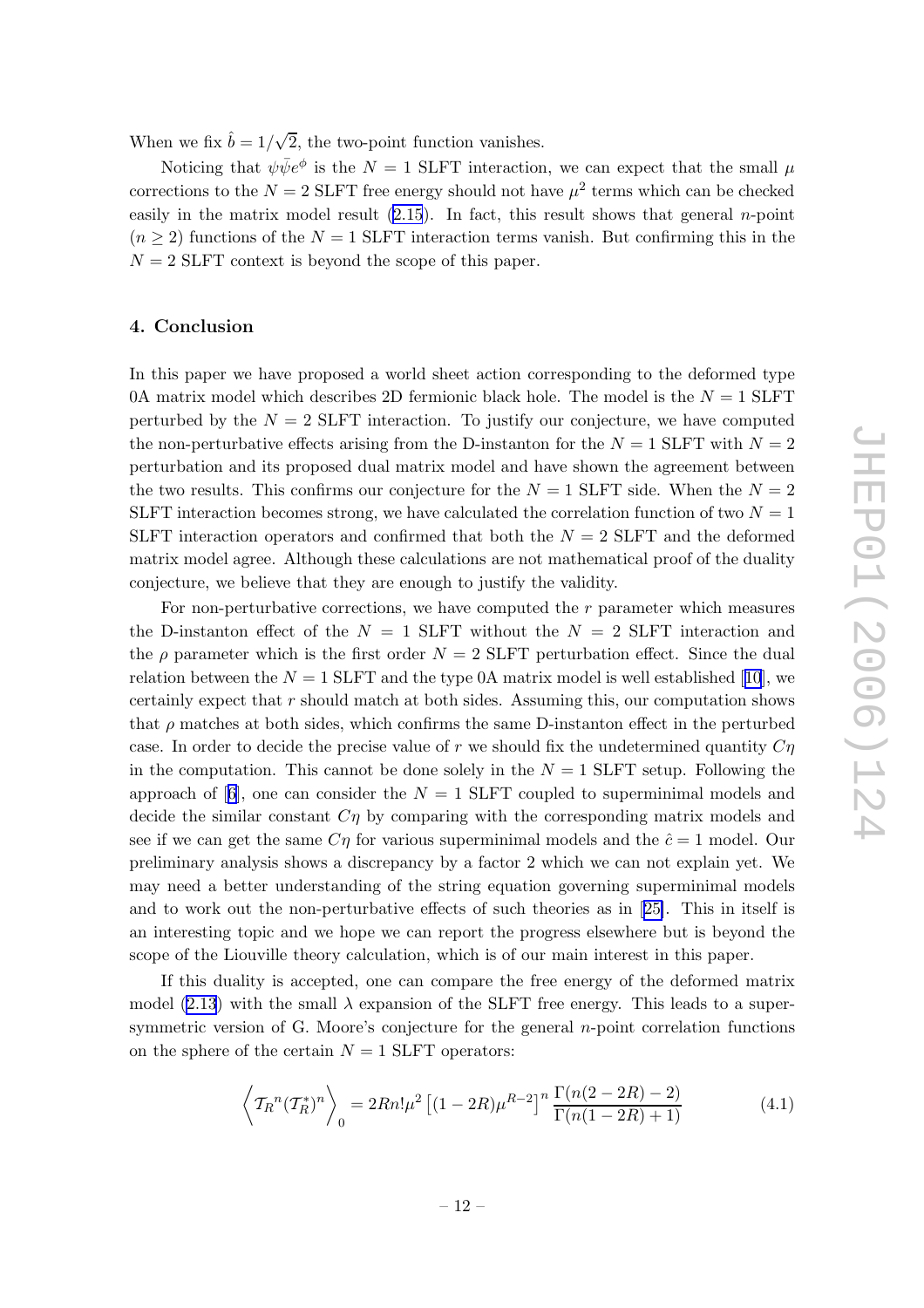When we fix $\hat{b} = 1/\sqrt{2}$, the two-point function vanishes.

Noticing that $\psi\bar{\psi}e^{\phi}$ is the $N = 1$ SLFT interaction, we can expect that the small $\mu$ corrections to the $N = 2$ SLFT free energy should not have $\mu^2$ terms which can be checked easily in the matrix model result (2.15). In fact, this result shows that general $n$-point ($n \geq 2$) functions of the $N = 1$ SLFT interaction terms vanish. But confirming this in the $N = 2$ SLFT context is beyond the scope of this paper.

## 4. Conclusion

In this paper we have proposed a world sheet action corresponding to the deformed type 0A matrix model which describes 2D fermionic black hole. The model is the $N = 1$ SLFT perturbed by the $N = 2$ SLFT interaction. To justify our conjecture, we have computed the non-perturbative effects arising from the D-instanton for the $N = 1$ SLFT with $N = 2$ perturbation and its proposed dual matrix model and have shown the agreement between the two results. This confirms our conjecture for the $N = 1$ SLFT side. When the $N = 2$ SLFT interaction becomes strong, we have calculated the correlation function of two $N = 1$ SLFT interaction operators and confirmed that both the $N = 2$ SLFT and the deformed matrix model agree. Although these calculations are not mathematical proof of the duality conjecture, we believe that they are enough to justify the validity.

For non-perturbative corrections, we have computed the $r$ parameter which measures the D-instanton effect of the $N = 1$ SLFT without the $N = 2$ SLFT interaction and the $\rho$ parameter which is the first order $N = 2$ SLFT perturbation effect. Since the dual relation between the $N = 1$ SLFT and the type 0A matrix model is well established [10], we certainly expect that $r$ should match at both sides. Assuming this, our computation shows that $\rho$ matches at both sides, which confirms the same D-instanton effect in the perturbed case. In order to decide the precise value of $r$ we should fix the undetermined quantity $C\eta$ in the computation. This cannot be done solely in the $N = 1$ SLFT setup. Following the approach of [6], one can consider the $N = 1$ SLFT coupled to superminimal models and decide the similar constant $C\eta$ by comparing with the corresponding matrix models and see if we can get the same $C\eta$ for various superminimal models and the $\hat{c} = 1$ model. Our preliminary analysis shows a discrepancy by a factor 2 which we can not explain yet. We may need a better understanding of the string equation governing superminimal models and to work out the non-perturbative effects of such theories as in [25]. This in itself is an interesting topic and we hope we can report the progress elsewhere but is beyond the scope of the Liouville theory calculation, which is of our main interest in this paper.

If this duality is accepted, one can compare the free energy of the deformed matrix model (2.13) with the small $\lambda$ expansion of the SLFT free energy. This leads to a supersymmetric version of G. Moore's conjecture for the general $n$-point correlation functions on the sphere of the certain $N = 1$ SLFT operators:

$$\left\langle \mathcal{T}_R{}^n (\mathcal{T}_R^*)^n \right\rangle_0 = 2Rn!\mu^2 \left[(1-2R)\mu^{R-2}\right]^n \frac{\Gamma(n(2-2R)-2)}{\Gamma(n(1-2R)+1)} \tag{4.1}$$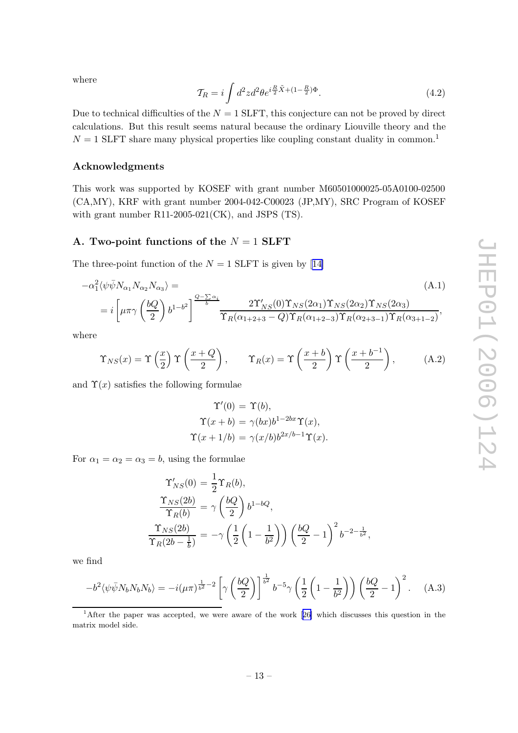where

$$\mathcal{T}_R = i \int d^2z d^2\theta e^{i\frac{R}{2}\tilde{X} + (1-\frac{R}{2})\Phi}. \tag{4.2}$$

Due to technical difficulties of the $N = 1$ SLFT, this conjecture can not be proved by direct calculations. But this result seems natural because the ordinary Liouville theory and the $N = 1$ SLFT share many physical properties like coupling constant duality in common.[1]

## Acknowledgments

This work was supported by KOSEF with grant number M60501000025-05A0100-02500 (CA,MY), KRF with grant number 2004-042-C00023 (JP,MY), SRC Program of KOSEF with grant number R11-2005-021(CK), and JSPS (TS).

## A. Two-point functions of the $N = 1$ SLFT

The three-point function of the $N = 1$ SLFT is given by [14]

$$\begin{aligned} -\alpha_1^2 \langle \psi\bar{\psi} N_{\alpha_1} N_{\alpha_2} N_{\alpha_3} \rangle &= \\ &= i \left[ \mu\pi\gamma\left(\frac{bQ}{2}\right) b^{1-b^2} \right]^{\frac{Q-\sum\alpha_i}{b}} \frac{2\Upsilon'_{NS}(0)\Upsilon_{NS}(2\alpha_1)\Upsilon_{NS}(2\alpha_2)\Upsilon_{NS}(2\alpha_3)}{\Upsilon_R(\alpha_{1+2+3}-Q)\Upsilon_R(\alpha_{1+2-3})\Upsilon_R(\alpha_{2+3-1})\Upsilon_R(\alpha_{3+1-2})}, \end{aligned} \tag{A.1}$$

where

$$\Upsilon_{NS}(x) = \Upsilon\left(\frac{x}{2}\right)\Upsilon\left(\frac{x+Q}{2}\right), \qquad \Upsilon_R(x) = \Upsilon\left(\frac{x+b}{2}\right)\Upsilon\left(\frac{x+b^{-1}}{2}\right), \tag{A.2}$$

and $\Upsilon(x)$ satisfies the following formulae

$$\begin{aligned} \Upsilon'(0) &= \Upsilon(b), \\ \Upsilon(x+b) &= \gamma(bx) b^{1-2bx}\Upsilon(x), \\ \Upsilon(x+1/b) &= \gamma(x/b) b^{2x/b-1}\Upsilon(x). \end{aligned}$$

For $\alpha_1 = \alpha_2 = \alpha_3 = b$, using the formulae

$$\begin{aligned} \Upsilon'_{NS}(0) &= \frac{1}{2}\Upsilon_R(b), \\ \frac{\Upsilon_{NS}(2b)}{\Upsilon_R(b)} &= \gamma\left(\frac{bQ}{2}\right) b^{1-bQ}, \\ \frac{\Upsilon_{NS}(2b)}{\Upsilon_R(2b-\frac{1}{b})} &= -\gamma\left(\frac{1}{2}\left(1-\frac{1}{b^2}\right)\right)\left(\frac{bQ}{2}-1\right)^2 b^{-2-\frac{1}{b^2}}, \end{aligned}$$

we find

$$-b^2\langle\psi\bar{\psi}N_bN_bN_b\rangle = -i(\mu\pi)^{\frac{1}{b^2}-2}\left[\gamma\left(\frac{bQ}{2}\right)\right]^{\frac{1}{b^2}} b^{-5}\gamma\left(\frac{1}{2}\left(1-\frac{1}{b^2}\right)\right)\left(\frac{bQ}{2}-1\right)^2. \tag{A.3}$$

---

[1] After the paper was accepted, we were aware of the work [26] which discusses this question in the matrix model side.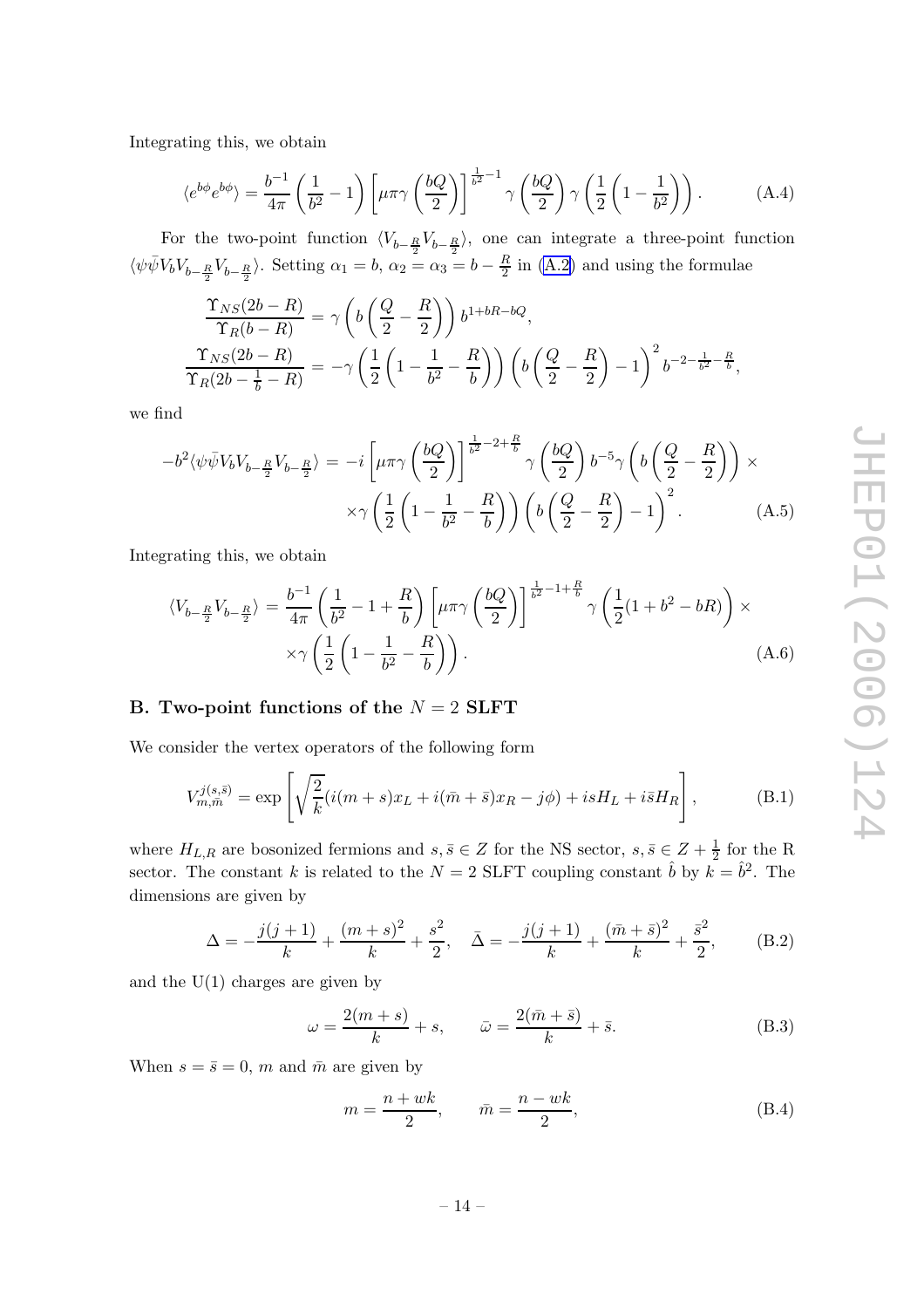Integrating this, we obtain

$$\langle e^{b\phi} e^{b\phi} \rangle = \frac{b^{-1}}{4\pi} \left( \frac{1}{b^2} - 1 \right) \left[ \mu \pi \gamma \left( \frac{bQ}{2} \right) \right]^{\frac{1}{b^2}-1} \gamma \left( \frac{bQ}{2} \right) \gamma \left( \frac{1}{2} \left( 1 - \frac{1}{b^2} \right) \right). \tag{A.4}$$

For the two-point function $\langle V_{b-\frac{R}{2}} V_{b-\frac{R}{2}} \rangle$, one can integrate a three-point function $\langle \psi \bar{\psi} V_b V_{b-\frac{R}{2}} V_{b-\frac{R}{2}} \rangle$. Setting $\alpha_1 = b$, $\alpha_2 = \alpha_3 = b - \frac{R}{2}$ in (A.2) and using the formulae

$$\frac{\Upsilon_{NS}(2b-R)}{\Upsilon_R(b-R)} = \gamma \left( b \left( \frac{Q}{2} - \frac{R}{2} \right) \right) b^{1+bR-bQ},$$

$$\frac{\Upsilon_{NS}(2b-R)}{\Upsilon_R(2b-\frac{1}{b}-R)} = -\gamma \left( \frac{1}{2} \left( 1 - \frac{1}{b^2} - \frac{R}{b} \right) \right) \left( b \left( \frac{Q}{2} - \frac{R}{2} \right) - 1 \right)^2 b^{-2-\frac{1}{b^2}-\frac{R}{b}},$$

we find

$$-b^2 \langle \psi \bar{\psi} V_b V_{b-\frac{R}{2}} V_{b-\frac{R}{2}} \rangle = -i \left[ \mu \pi \gamma \left( \frac{bQ}{2} \right) \right]^{\frac{1}{b^2}-2+\frac{R}{b}} \gamma \left( \frac{bQ}{2} \right) b^{-5} \gamma \left( b \left( \frac{Q}{2} - \frac{R}{2} \right) \right) \times$$
$$\times \gamma \left( \frac{1}{2} \left( 1 - \frac{1}{b^2} - \frac{R}{b} \right) \right) \left( b \left( \frac{Q}{2} - \frac{R}{2} \right) - 1 \right)^2. \tag{A.5}$$

Integrating this, we obtain

$$\langle V_{b-\frac{R}{2}} V_{b-\frac{R}{2}} \rangle = \frac{b^{-1}}{4\pi} \left( \frac{1}{b^2} - 1 + \frac{R}{b} \right) \left[ \mu \pi \gamma \left( \frac{bQ}{2} \right) \right]^{\frac{1}{b^2}-1+\frac{R}{b}} \gamma \left( \frac{1}{2}(1 + b^2 - bR) \right) \times$$
$$\times \gamma \left( \frac{1}{2} \left( 1 - \frac{1}{b^2} - \frac{R}{b} \right) \right). \tag{A.6}$$

## B. Two-point functions of the $N = 2$ SLFT

We consider the vertex operators of the following form

$$V^{j(s,\bar{s})}_{m,\bar{m}} = \exp \left[ \sqrt{\frac{2}{k}} (i(m+s)x_L + i(\bar{m}+\bar{s})x_R - j\phi) + isH_L + i\bar{s}H_R \right], \tag{B.1}$$

where $H_{L,R}$ are bosonized fermions and $s, \bar{s} \in Z$ for the NS sector, $s, \bar{s} \in Z + \frac{1}{2}$ for the R sector. The constant $k$ is related to the $N = 2$ SLFT coupling constant $\hat{b}$ by $k = \hat{b}^2$. The dimensions are given by

$$\Delta = -\frac{j(j+1)}{k} + \frac{(m+s)^2}{k} + \frac{s^2}{2}, \quad \bar{\Delta} = -\frac{j(j+1)}{k} + \frac{(\bar{m}+\bar{s})^2}{k} + \frac{\bar{s}^2}{2}, \tag{B.2}$$

and the U(1) charges are given by

$$\omega = \frac{2(m+s)}{k} + s, \qquad \bar{\omega} = \frac{2(\bar{m}+\bar{s})}{k} + \bar{s}. \tag{B.3}$$

When $s = \bar{s} = 0$, $m$ and $\bar{m}$ are given by

$$m = \frac{n + wk}{2}, \qquad \bar{m} = \frac{n - wk}{2}, \tag{B.4}$$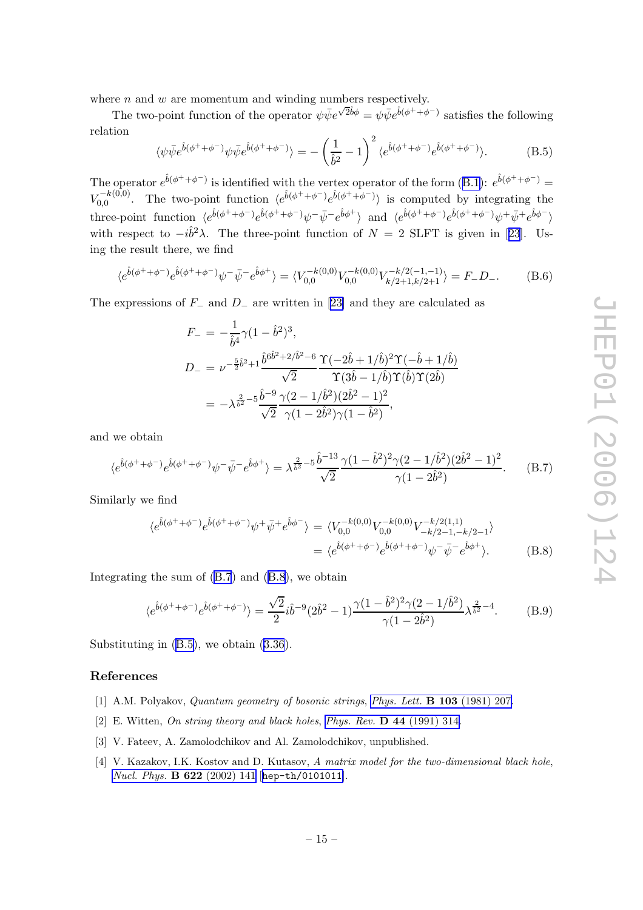where $n$ and $w$ are momentum and winding numbers respectively.

The two-point function of the operator $\psi\bar{\psi}e^{\sqrt{2}\hat{b}\phi} = \psi\bar{\psi}e^{\hat{b}(\phi^+ + \phi^-)}$ satisfies the following relation

$$\langle \psi\bar{\psi}e^{\hat{b}(\phi^+ + \phi^-)}\psi\bar{\psi}e^{\hat{b}(\phi^+ + \phi^-)}\rangle = -\left(\frac{1}{\hat{b}^2} - 1\right)^2 \langle e^{\hat{b}(\phi^+ + \phi^-)}e^{\hat{b}(\phi^+ + \phi^-)}\rangle. \tag{B.5}$$

The operator $e^{\hat{b}(\phi^+ + \phi^-)}$ is identified with the vertex operator of the form (B.1): $e^{\hat{b}(\phi^+ + \phi^-)} = V_{0,0}^{-k(0,0)}$. The two-point function $\langle e^{\hat{b}(\phi^+ + \phi^-)}e^{\hat{b}(\phi^+ + \phi^-)}\rangle$ is computed by integrating the three-point function $\langle e^{\hat{b}(\phi^+ + \phi^-)}e^{\hat{b}(\phi^+ + \phi^-)}\psi^-\bar{\psi}^-e^{\hat{b}\phi^+}\rangle$ and $\langle e^{\hat{b}(\phi^+ + \phi^-)}e^{\hat{b}(\phi^+ + \phi^-)}\psi^+\bar{\psi}^+e^{\hat{b}\phi^-}\rangle$ with respect to $-i\hat{b}^2\lambda$. The three-point function of $N = 2$ SLFT is given in [23]. Using the result there, we find

$$\langle e^{\hat{b}(\phi^+ + \phi^-)}e^{\hat{b}(\phi^+ + \phi^-)}\psi^-\bar{\psi}^-e^{\hat{b}\phi^+}\rangle = \langle V_{0,0}^{-k(0,0)}V_{0,0}^{-k(0,0)}V_{k/2+1,k/2+1}^{-k/2(-1,-1)}\rangle = F_-D_-. \tag{B.6}$$

The expressions of $F_-$ and $D_-$ are written in [23] and they are calculated as

$$\begin{aligned}
F_- &= -\frac{1}{\hat{b}^4}\gamma(1-\hat{b}^2)^3, \\
D_- &= \nu^{-\frac{5}{2}\hat{b}^2+1}\frac{\hat{b}^{6\hat{b}^2+2/\hat{b}^2-6}}{\sqrt{2}}\frac{\Upsilon(-2\hat{b}+1/\hat{b})^2\Upsilon(-\hat{b}+1/\hat{b})}{\Upsilon(3\hat{b}-1/\hat{b})\Upsilon(\hat{b})\Upsilon(2\hat{b})} \\
&= -\lambda^{\frac{2}{\hat{b}^2}-5}\frac{\hat{b}^{-9}}{\sqrt{2}}\frac{\gamma(2-1/\hat{b}^2)(2\hat{b}^2-1)^2}{\gamma(1-2\hat{b}^2)\gamma(1-\hat{b}^2)},
\end{aligned}$$

and we obtain

$$\langle e^{\hat{b}(\phi^+ + \phi^-)}e^{\hat{b}(\phi^+ + \phi^-)}\psi^-\bar{\psi}^-e^{\hat{b}\phi^+}\rangle = \lambda^{\frac{2}{\hat{b}^2}-5}\frac{\hat{b}^{-13}}{\sqrt{2}}\frac{\gamma(1-\hat{b}^2)^2\gamma(2-1/\hat{b}^2)(2\hat{b}^2-1)^2}{\gamma(1-2\hat{b}^2)}. \tag{B.7}$$

Similarly we find

$$\begin{aligned}
\langle e^{\hat{b}(\phi^+ + \phi^-)}e^{\hat{b}(\phi^+ + \phi^-)}\psi^+\bar{\psi}^+e^{\hat{b}\phi^-}\rangle &= \langle V_{0,0}^{-k(0,0)}V_{0,0}^{-k(0,0)}V_{-k/2-1,-k/2-1}^{-k/2(1,1)}\rangle \\
&= \langle e^{\hat{b}(\phi^+ + \phi^-)}e^{\hat{b}(\phi^+ + \phi^-)}\psi^-\bar{\psi}^-e^{\hat{b}\phi^+}\rangle.
\end{aligned} \tag{B.8}$$

Integrating the sum of (B.7) and (B.8), we obtain

$$\langle e^{\hat{b}(\phi^+ + \phi^-)}e^{\hat{b}(\phi^+ + \phi^-)}\rangle = \frac{\sqrt{2}}{2}i\hat{b}^{-9}(2\hat{b}^2-1)\frac{\gamma(1-\hat{b}^2)^2\gamma(2-1/\hat{b}^2)}{\gamma(1-2\hat{b}^2)}\lambda^{\frac{2}{\hat{b}^2}-4}. \tag{B.9}$$

Substituting in (B.5), we obtain (3.36).

## References

[1] A.M. Polyakov, *Quantum geometry of bosonic strings*, *Phys. Lett.* **B 103** (1981) 207.

[2] E. Witten, *On string theory and black holes*, *Phys. Rev.* **D 44** (1991) 314.

[3] V. Fateev, A. Zamolodchikov and Al. Zamolodchikov, unpublished.

[4] V. Kazakov, I.K. Kostov and D. Kutasov, *A matrix model for the two-dimensional black hole*, *Nucl. Phys.* **B 622** (2002) 141 [hep-th/0101011].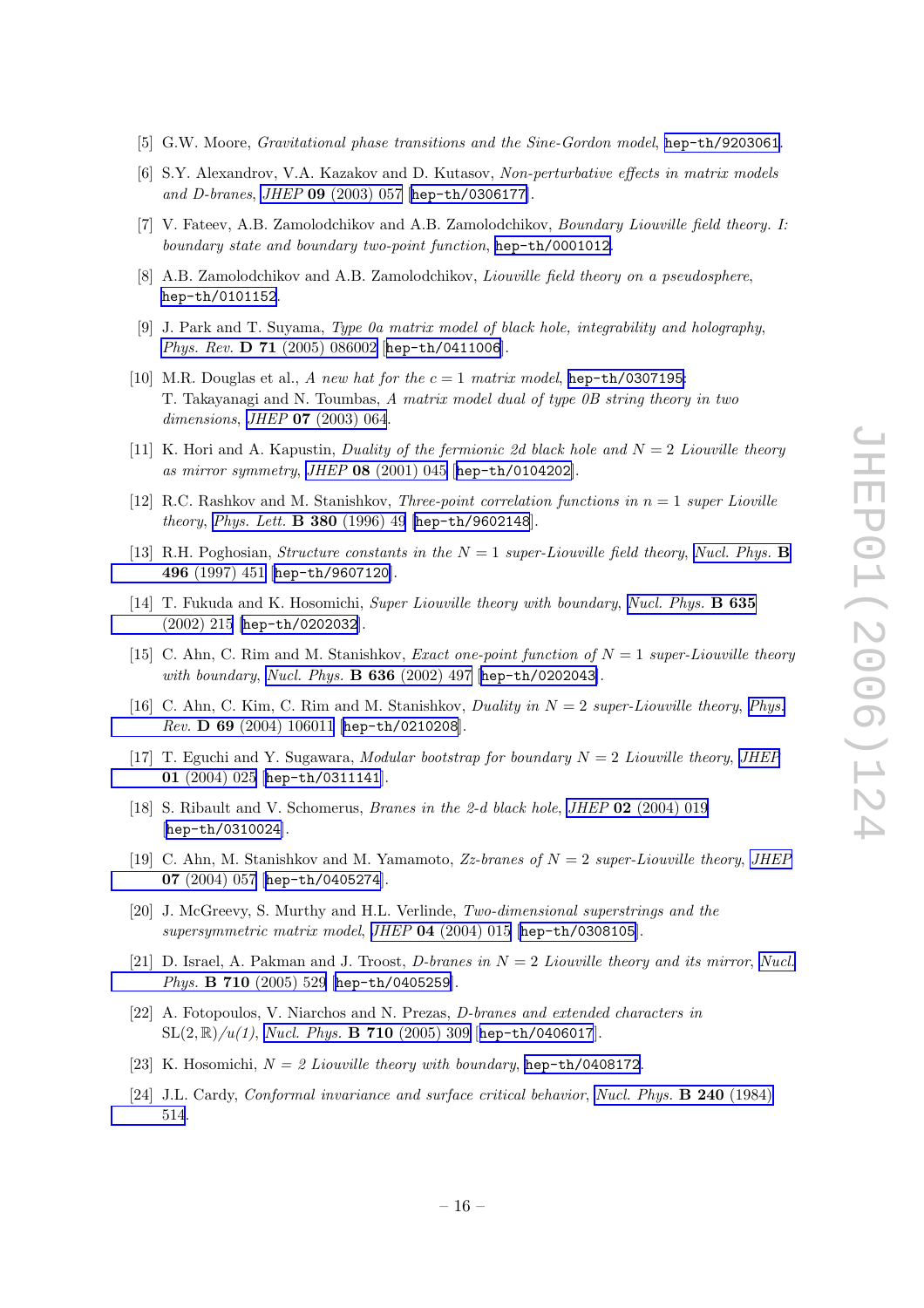[5] G.W. Moore, *Gravitational phase transitions and the Sine-Gordon model*, hep-th/9203061.

[6] S.Y. Alexandrov, V.A. Kazakov and D. Kutasov, *Non-perturbative effects in matrix models and D-branes*, *JHEP* **09** (2003) 057 [hep-th/0306177].

[7] V. Fateev, A.B. Zamolodchikov and A.B. Zamolodchikov, *Boundary Liouville field theory. I: boundary state and boundary two-point function*, hep-th/0001012.

[8] A.B. Zamolodchikov and A.B. Zamolodchikov, *Liouville field theory on a pseudosphere*, hep-th/0101152.

[9] J. Park and T. Suyama, *Type 0a matrix model of black hole, integrability and holography*, *Phys. Rev.* **D 71** (2005) 086002 [hep-th/0411006].

[10] M.R. Douglas et al., *A new hat for the $c = 1$ matrix model*, hep-th/0307195; T. Takayanagi and N. Toumbas, *A matrix model dual of type 0B string theory in two dimensions*, *JHEP* **07** (2003) 064.

[11] K. Hori and A. Kapustin, *Duality of the fermionic 2d black hole and $N = 2$ Liouville theory as mirror symmetry*, *JHEP* **08** (2001) 045 [hep-th/0104202].

[12] R.C. Rashkov and M. Stanishkov, *Three-point correlation functions in $n = 1$ super Lioville theory*, *Phys. Lett.* **B 380** (1996) 49 [hep-th/9602148].

[13] R.H. Poghosian, *Structure constants in the $N = 1$ super-Liouville field theory*, *Nucl. Phys.* **B 496** (1997) 451 [hep-th/9607120].

[14] T. Fukuda and K. Hosomichi, *Super Liouville theory with boundary*, *Nucl. Phys.* **B 635** (2002) 215 [hep-th/0202032].

[15] C. Ahn, C. Rim and M. Stanishkov, *Exact one-point function of $N = 1$ super-Liouville theory with boundary*, *Nucl. Phys.* **B 636** (2002) 497 [hep-th/0202043].

[16] C. Ahn, C. Kim, C. Rim and M. Stanishkov, *Duality in $N = 2$ super-Liouville theory*, *Phys. Rev.* **D 69** (2004) 106011 [hep-th/0210208].

[17] T. Eguchi and Y. Sugawara, *Modular bootstrap for boundary $N = 2$ Liouville theory*, *JHEP* **01** (2004) 025 [hep-th/0311141].

[18] S. Ribault and V. Schomerus, *Branes in the 2-d black hole*, *JHEP* **02** (2004) 019 [hep-th/0310024].

[19] C. Ahn, M. Stanishkov and M. Yamamoto, *Zz-branes of $N = 2$ super-Liouville theory*, *JHEP* **07** (2004) 057 [hep-th/0405274].

[20] J. McGreevy, S. Murthy and H.L. Verlinde, *Two-dimensional superstrings and the supersymmetric matrix model*, *JHEP* **04** (2004) 015 [hep-th/0308105].

[21] D. Israel, A. Pakman and J. Troost, *D-branes in $N = 2$ Liouville theory and its mirror*, *Nucl. Phys.* **B 710** (2005) 529 [hep-th/0405259].

[22] A. Fotopoulos, V. Niarchos and N. Prezas, *D-branes and extended characters in* $SL(2,\mathbb{R})/u(1)$, *Nucl. Phys.* **B 710** (2005) 309 [hep-th/0406017].

[23] K. Hosomichi, *$N = 2$ Liouville theory with boundary*, hep-th/0408172.

[24] J.L. Cardy, *Conformal invariance and surface critical behavior*, *Nucl. Phys.* **B 240** (1984) 514.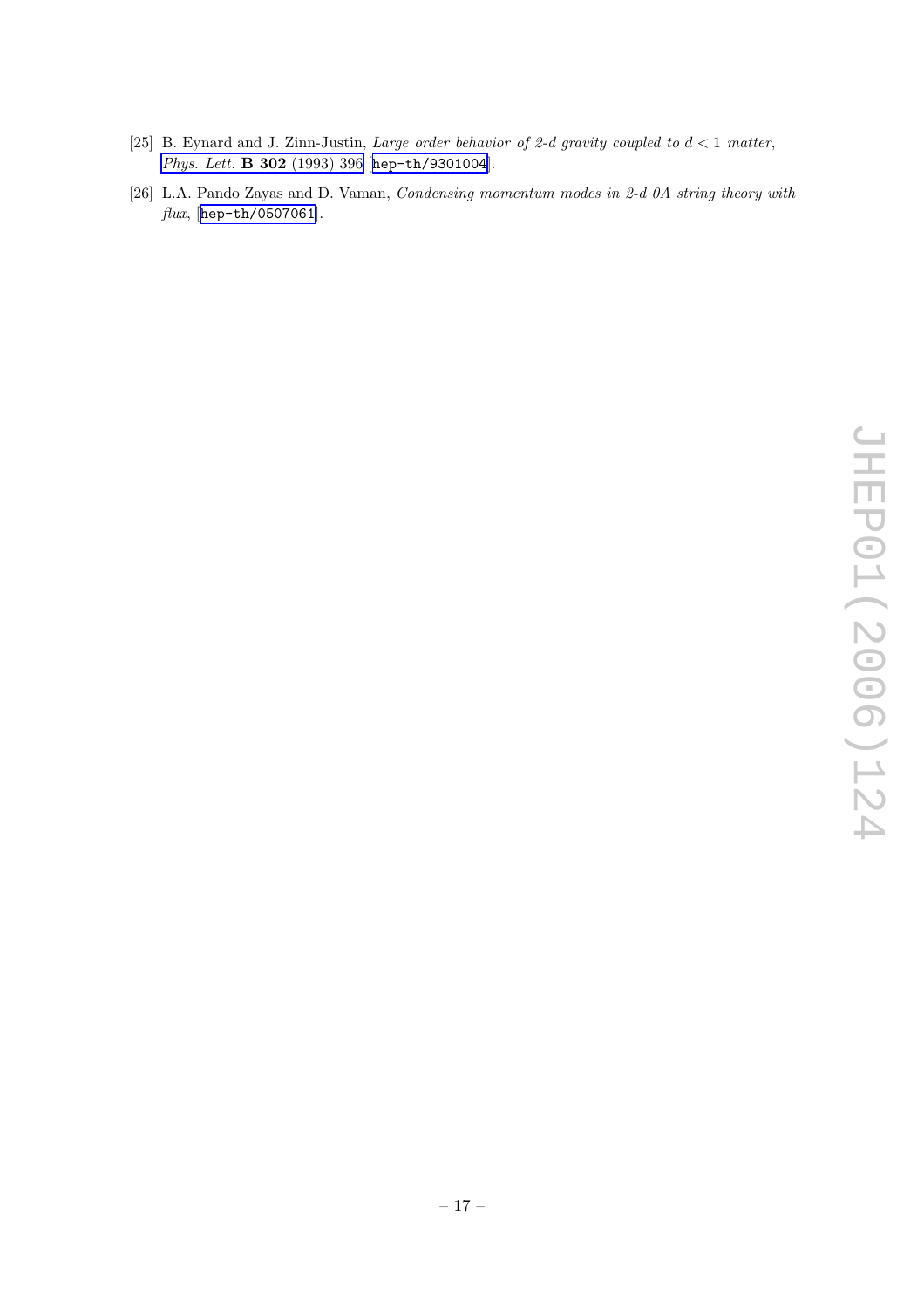[25] B. Eynard and J. Zinn-Justin, *Large order behavior of 2-d gravity coupled to $d < 1$ matter*, *Phys. Lett.* **B 302** (1993) 396 [hep-th/9301004].

[26] L.A. Pando Zayas and D. Vaman, *Condensing momentum modes in 2-d 0A string theory with flux*, [hep-th/0507061].